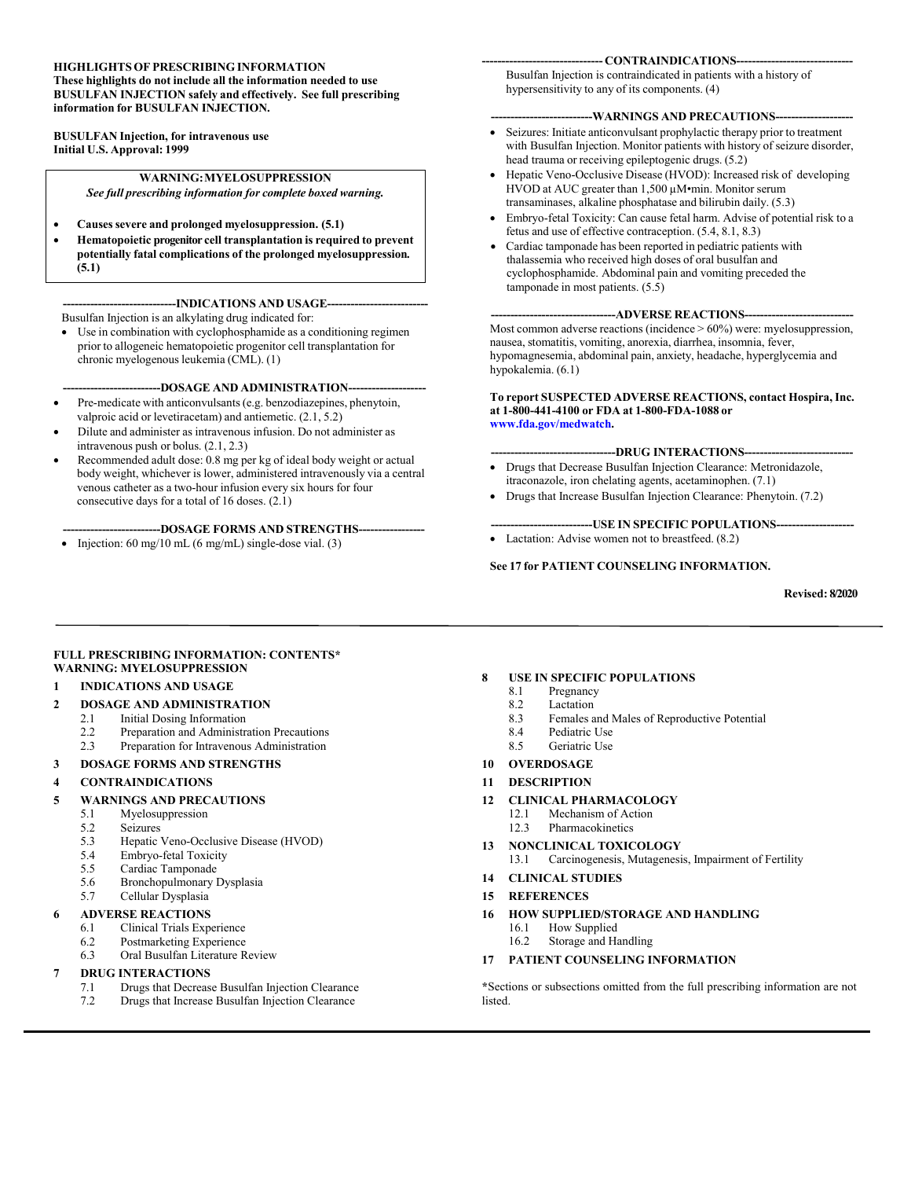**HIGHLIGHTS OF PRESCRIBING INFORMATION**
**These highlights do not include all the information needed to use BUSULFAN INJECTION safely and effectively. See full prescribing information for BUSULFAN INJECTION.**

**BUSULFAN Injection, for intravenous use**
**Initial U.S. Approval: 1999**

> **WARNING: MYELOSUPPRESSION**
> ***See full prescribing information for complete boxed warning.***
>
> - **Causes severe and prolonged myelosuppression. (5.1)**
> - **Hematopoietic progenitor cell transplantation is required to prevent potentially fatal complications of the prolonged myelosuppression. (5.1)**

**----------------------------INDICATIONS AND USAGE--------------------------**

Busulfan Injection is an alkylating drug indicated for:

- Use in combination with cyclophosphamide as a conditioning regimen prior to allogeneic hematopoietic progenitor cell transplantation for chronic myelogenous leukemia (CML). (1)

**------------------------DOSAGE AND ADMINISTRATION--------------------**

- Pre-medicate with anticonvulsants (e.g. benzodiazepines, phenytoin, valproic acid or levetiracetam) and antiemetic. (2.1, 5.2)
- Dilute and administer as intravenous infusion. Do not administer as intravenous push or bolus. (2.1, 2.3)
- Recommended adult dose: 0.8 mg per kg of ideal body weight or actual body weight, whichever is lower, administered intravenously via a central venous catheter as a two-hour infusion every six hours for four consecutive days for a total of 16 doses. (2.1)

**------------------------DOSAGE FORMS AND STRENGTHS-----------------**

- Injection: 60 mg/10 mL (6 mg/mL) single-dose vial. (3)

**------------------------------ CONTRAINDICATIONS------------------------------**

Busulfan Injection is contraindicated in patients with a history of hypersensitivity to any of its components. (4)

**-------------------------WARNINGS AND PRECAUTIONS--------------------**

- Seizures: Initiate anticonvulsant prophylactic therapy prior to treatment with Busulfan Injection. Monitor patients with history of seizure disorder, head trauma or receiving epileptogenic drugs. (5.2)
- Hepatic Veno-Occlusive Disease (HVOD): Increased risk of developing HVOD at AUC greater than 1,500 µM•min. Monitor serum transaminases, alkaline phosphatase and bilirubin daily. (5.3)
- Embryo-fetal Toxicity: Can cause fetal harm. Advise of potential risk to a fetus and use of effective contraception. (5.4, 8.1, 8.3)
- Cardiac tamponade has been reported in pediatric patients with thalassemia who received high doses of oral busulfan and cyclophosphamide. Abdominal pain and vomiting preceded the tamponade in most patients. (5.5)

**--------------------------------ADVERSE REACTIONS----------------------------**

Most common adverse reactions (incidence > 60%) were: myelosuppression, nausea, stomatitis, vomiting, anorexia, diarrhea, insomnia, fever, hypomagnesemia, abdominal pain, anxiety, headache, hyperglycemia and hypokalemia. (6.1)

**To report SUSPECTED ADVERSE REACTIONS, contact Hospira, Inc. at 1-800-441-4100 or FDA at 1-800-FDA-1088 or www.fda.gov/medwatch.**

**--------------------------------DRUG INTERACTIONS----------------------------**

- Drugs that Decrease Busulfan Injection Clearance: Metronidazole, itraconazole, iron chelating agents, acetaminophen. (7.1)
- Drugs that Increase Busulfan Injection Clearance: Phenytoin. (7.2)

**-------------------------USE IN SPECIFIC POPULATIONS--------------------**

- Lactation: Advise women not to breastfeed. (8.2)

**See 17 for PATIENT COUNSELING INFORMATION.**

**Revised: 8/2020**

---

**FULL PRESCRIBING INFORMATION: CONTENTS***
**WARNING: MYELOSUPPRESSION**

**1 INDICATIONS AND USAGE**

**2 DOSAGE AND ADMINISTRATION**
- 2.1 Initial Dosing Information
- 2.2 Preparation and Administration Precautions
- 2.3 Preparation for Intravenous Administration

**3 DOSAGE FORMS AND STRENGTHS**

**4 CONTRAINDICATIONS**

**5 WARNINGS AND PRECAUTIONS**
- 5.1 Myelosuppression
- 5.2 Seizures
- 5.3 Hepatic Veno-Occlusive Disease (HVOD)
- 5.4 Embryo-fetal Toxicity
- 5.5 Cardiac Tamponade
- 5.6 Bronchopulmonary Dysplasia
- 5.7 Cellular Dysplasia

**6 ADVERSE REACTIONS**
- 6.1 Clinical Trials Experience
- 6.2 Postmarketing Experience
- 6.3 Oral Busulfan Literature Review

**7 DRUG INTERACTIONS**
- 7.1 Drugs that Decrease Busulfan Injection Clearance
- 7.2 Drugs that Increase Busulfan Injection Clearance

**8 USE IN SPECIFIC POPULATIONS**
- 8.1 Pregnancy
- 8.2 Lactation
- 8.3 Females and Males of Reproductive Potential
- 8.4 Pediatric Use
- 8.5 Geriatric Use

**10 OVERDOSAGE**

**11 DESCRIPTION**

**12 CLINICAL PHARMACOLOGY**
- 12.1 Mechanism of Action
- 12.3 Pharmacokinetics

**13 NONCLINICAL TOXICOLOGY**
- 13.1 Carcinogenesis, Mutagenesis, Impairment of Fertility

**14 CLINICAL STUDIES**

**15 REFERENCES**

**16 HOW SUPPLIED/STORAGE AND HANDLING**
- 16.1 How Supplied
- 16.2 Storage and Handling

**17 PATIENT COUNSELING INFORMATION**

*Sections or subsections omitted from the full prescribing information are not listed.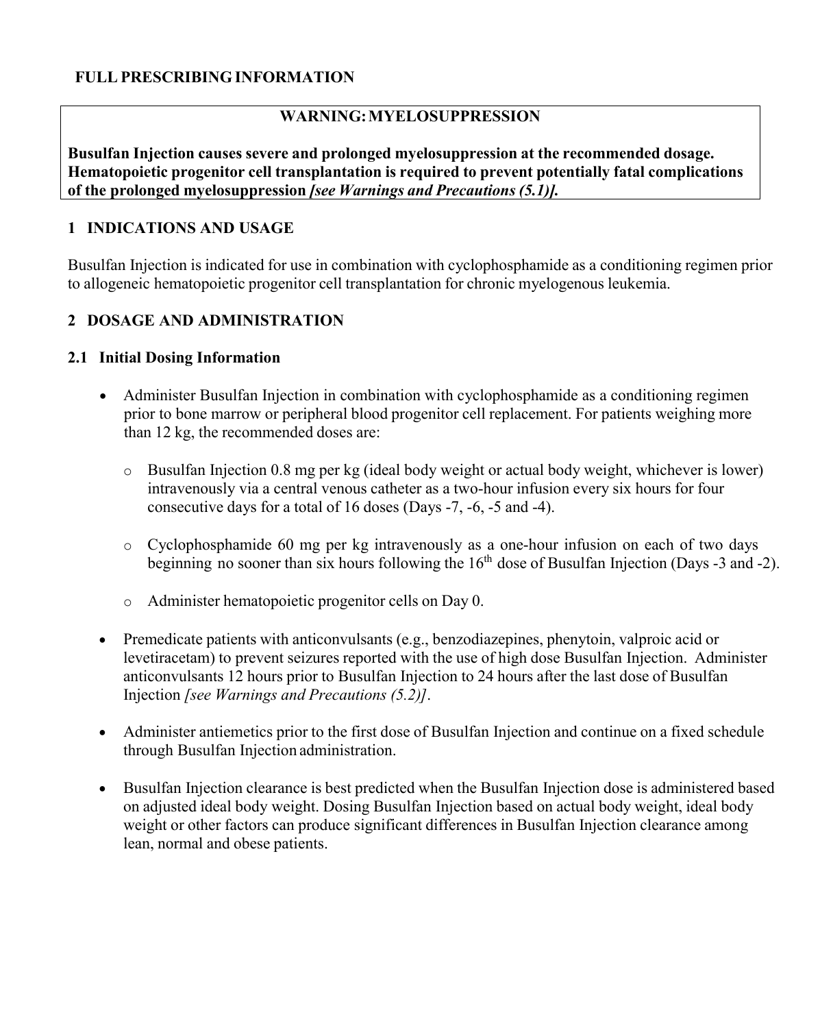# FULL PRESCRIBING INFORMATION

**WARNING: MYELOSUPPRESSION**

**Busulfan Injection causes severe and prolonged myelosuppression at the recommended dosage. Hematopoietic progenitor cell transplantation is required to prevent potentially fatal complications of the prolonged myelosuppression *[see Warnings and Precautions (5.1)]*.**

## 1 INDICATIONS AND USAGE

Busulfan Injection is indicated for use in combination with cyclophosphamide as a conditioning regimen prior to allogeneic hematopoietic progenitor cell transplantation for chronic myelogenous leukemia.

## 2 DOSAGE AND ADMINISTRATION

### 2.1 Initial Dosing Information

- Administer Busulfan Injection in combination with cyclophosphamide as a conditioning regimen prior to bone marrow or peripheral blood progenitor cell replacement. For patients weighing more than 12 kg, the recommended doses are:
  - Busulfan Injection 0.8 mg per kg (ideal body weight or actual body weight, whichever is lower) intravenously via a central venous catheter as a two-hour infusion every six hours for four consecutive days for a total of 16 doses (Days -7, -6, -5 and -4).
  - Cyclophosphamide 60 mg per kg intravenously as a one-hour infusion on each of two days beginning no sooner than six hours following the 16th dose of Busulfan Injection (Days -3 and -2).
  - Administer hematopoietic progenitor cells on Day 0.
- Premedicate patients with anticonvulsants (e.g., benzodiazepines, phenytoin, valproic acid or levetiracetam) to prevent seizures reported with the use of high dose Busulfan Injection. Administer anticonvulsants 12 hours prior to Busulfan Injection to 24 hours after the last dose of Busulfan Injection *[see Warnings and Precautions (5.2)]*.
- Administer antiemetics prior to the first dose of Busulfan Injection and continue on a fixed schedule through Busulfan Injection administration.
- Busulfan Injection clearance is best predicted when the Busulfan Injection dose is administered based on adjusted ideal body weight. Dosing Busulfan Injection based on actual body weight, ideal body weight or other factors can produce significant differences in Busulfan Injection clearance among lean, normal and obese patients.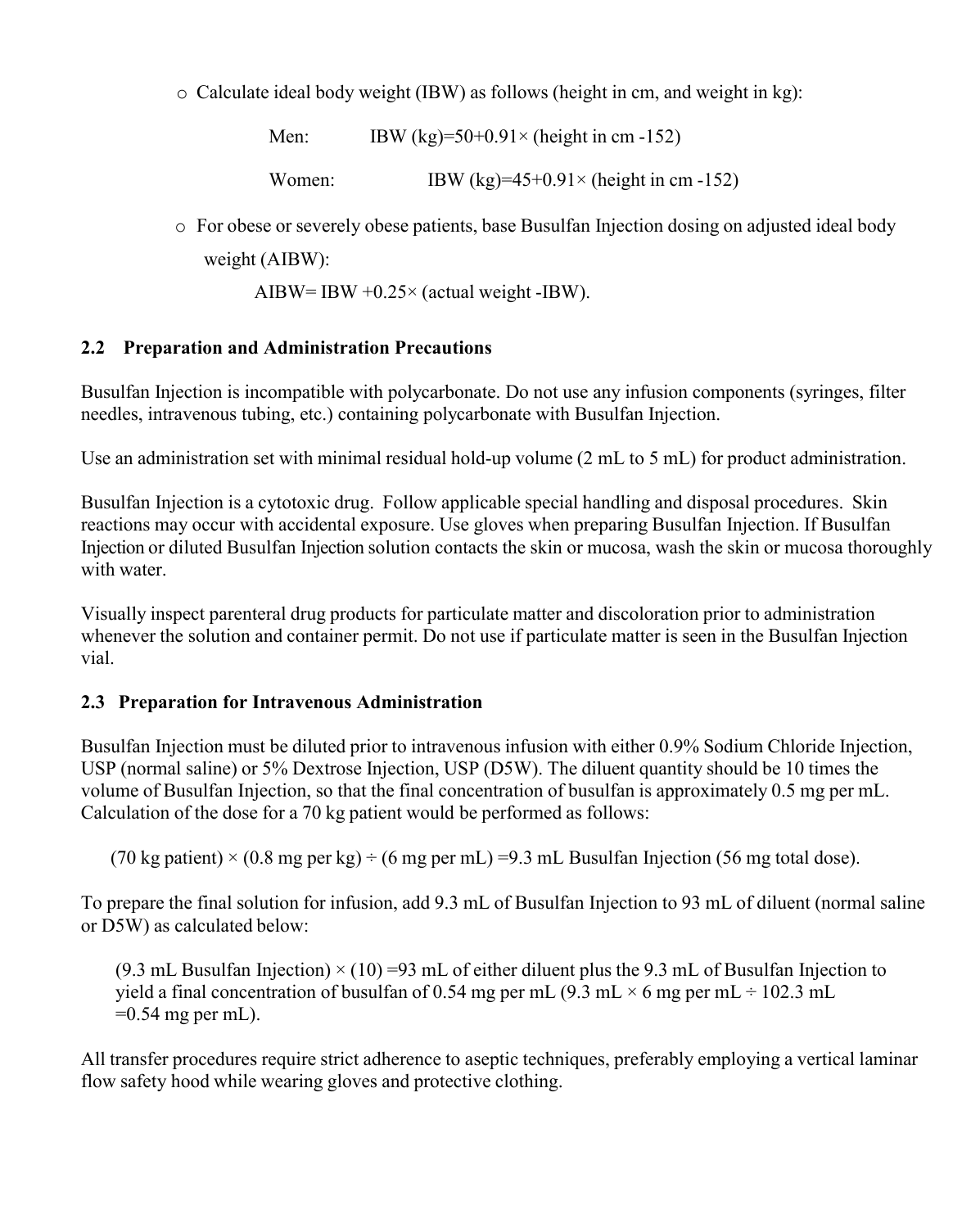- Calculate ideal body weight (IBW) as follows (height in cm, and weight in kg):

  Men: IBW (kg)=50+0.91× (height in cm -152)

  Women: IBW (kg)=45+0.91× (height in cm -152)

- For obese or severely obese patients, base Busulfan Injection dosing on adjusted ideal body weight (AIBW):

  AIBW= IBW +0.25× (actual weight -IBW).

### 2.2 Preparation and Administration Precautions

Busulfan Injection is incompatible with polycarbonate. Do not use any infusion components (syringes, filter needles, intravenous tubing, etc.) containing polycarbonate with Busulfan Injection.

Use an administration set with minimal residual hold-up volume (2 mL to 5 mL) for product administration.

Busulfan Injection is a cytotoxic drug. Follow applicable special handling and disposal procedures. Skin reactions may occur with accidental exposure. Use gloves when preparing Busulfan Injection. If Busulfan Injection or diluted Busulfan Injection solution contacts the skin or mucosa, wash the skin or mucosa thoroughly with water.

Visually inspect parenteral drug products for particulate matter and discoloration prior to administration whenever the solution and container permit. Do not use if particulate matter is seen in the Busulfan Injection vial.

### 2.3 Preparation for Intravenous Administration

Busulfan Injection must be diluted prior to intravenous infusion with either 0.9% Sodium Chloride Injection, USP (normal saline) or 5% Dextrose Injection, USP (D5W). The diluent quantity should be 10 times the volume of Busulfan Injection, so that the final concentration of busulfan is approximately 0.5 mg per mL. Calculation of the dose for a 70 kg patient would be performed as follows:

(70 kg patient) × (0.8 mg per kg) ÷ (6 mg per mL) =9.3 mL Busulfan Injection (56 mg total dose).

To prepare the final solution for infusion, add 9.3 mL of Busulfan Injection to 93 mL of diluent (normal saline or D5W) as calculated below:

(9.3 mL Busulfan Injection) × (10) =93 mL of either diluent plus the 9.3 mL of Busulfan Injection to yield a final concentration of busulfan of 0.54 mg per mL (9.3 mL × 6 mg per mL ÷ 102.3 mL =0.54 mg per mL).

All transfer procedures require strict adherence to aseptic techniques, preferably employing a vertical laminar flow safety hood while wearing gloves and protective clothing.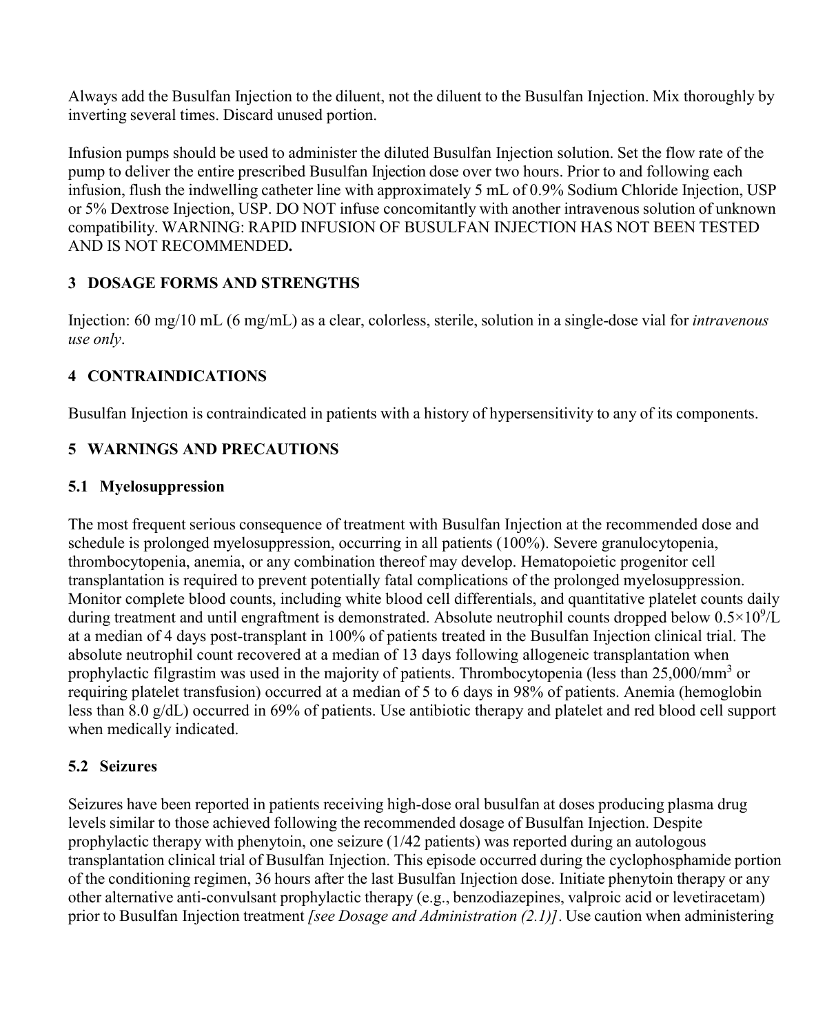Always add the Busulfan Injection to the diluent, not the diluent to the Busulfan Injection. Mix thoroughly by inverting several times. Discard unused portion.

Infusion pumps should be used to administer the diluted Busulfan Injection solution. Set the flow rate of the pump to deliver the entire prescribed Busulfan Injection dose over two hours. Prior to and following each infusion, flush the indwelling catheter line with approximately 5 mL of 0.9% Sodium Chloride Injection, USP or 5% Dextrose Injection, USP. DO NOT infuse concomitantly with another intravenous solution of unknown compatibility. WARNING: RAPID INFUSION OF BUSULFAN INJECTION HAS NOT BEEN TESTED AND IS NOT RECOMMENDED**.**

## 3 DOSAGE FORMS AND STRENGTHS

Injection: 60 mg/10 mL (6 mg/mL) as a clear, colorless, sterile, solution in a single-dose vial for *intravenous use only*.

## 4 CONTRAINDICATIONS

Busulfan Injection is contraindicated in patients with a history of hypersensitivity to any of its components.

## 5 WARNINGS AND PRECAUTIONS

### 5.1 Myelosuppression

The most frequent serious consequence of treatment with Busulfan Injection at the recommended dose and schedule is prolonged myelosuppression, occurring in all patients (100%). Severe granulocytopenia, thrombocytopenia, anemia, or any combination thereof may develop. Hematopoietic progenitor cell transplantation is required to prevent potentially fatal complications of the prolonged myelosuppression. Monitor complete blood counts, including white blood cell differentials, and quantitative platelet counts daily during treatment and until engraftment is demonstrated. Absolute neutrophil counts dropped below $0.5 \times 10^9$/L at a median of 4 days post-transplant in 100% of patients treated in the Busulfan Injection clinical trial. The absolute neutrophil count recovered at a median of 13 days following allogeneic transplantation when prophylactic filgrastim was used in the majority of patients. Thrombocytopenia (less than 25,000/mm$^3$ or requiring platelet transfusion) occurred at a median of 5 to 6 days in 98% of patients. Anemia (hemoglobin less than 8.0 g/dL) occurred in 69% of patients. Use antibiotic therapy and platelet and red blood cell support when medically indicated.

### 5.2 Seizures

Seizures have been reported in patients receiving high-dose oral busulfan at doses producing plasma drug levels similar to those achieved following the recommended dosage of Busulfan Injection. Despite prophylactic therapy with phenytoin, one seizure (1/42 patients) was reported during an autologous transplantation clinical trial of Busulfan Injection. This episode occurred during the cyclophosphamide portion of the conditioning regimen, 36 hours after the last Busulfan Injection dose. Initiate phenytoin therapy or any other alternative anti-convulsant prophylactic therapy (e.g., benzodiazepines, valproic acid or levetiracetam) prior to Busulfan Injection treatment *[see Dosage and Administration (2.1)]*. Use caution when administering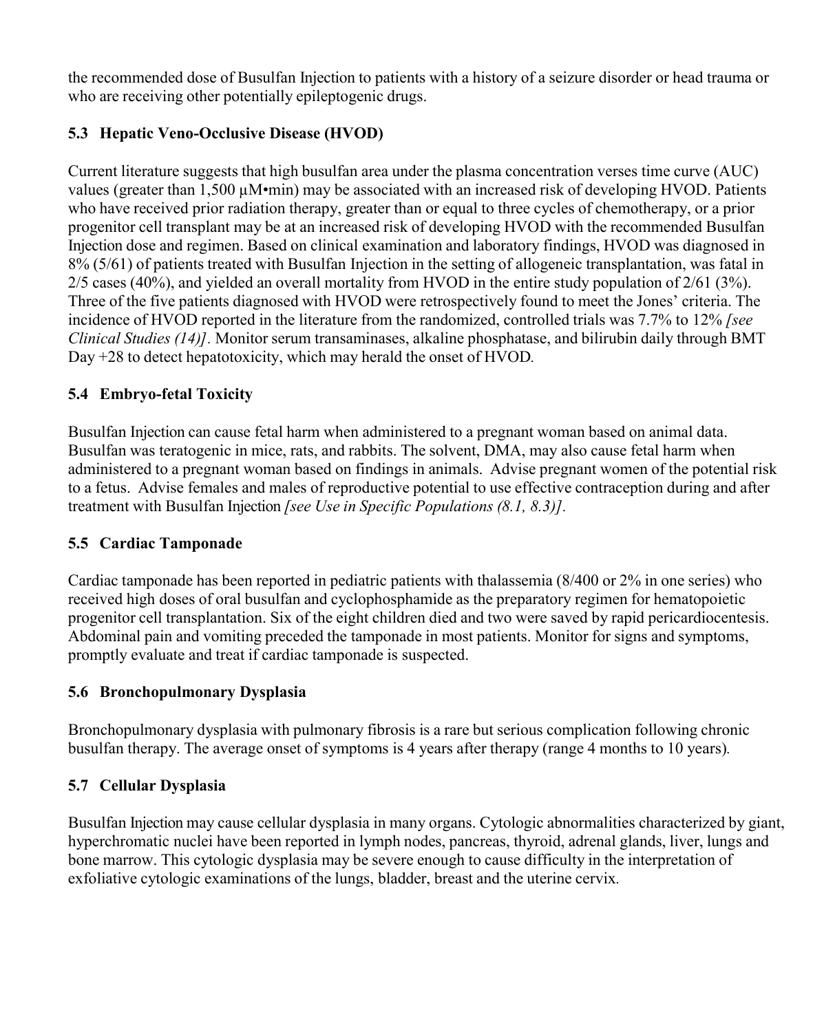the recommended dose of Busulfan Injection to patients with a history of a seizure disorder or head trauma or who are receiving other potentially epileptogenic drugs.

### 5.3 Hepatic Veno-Occlusive Disease (HVOD)

Current literature suggests that high busulfan area under the plasma concentration verses time curve (AUC) values (greater than 1,500 µM•min) may be associated with an increased risk of developing HVOD. Patients who have received prior radiation therapy, greater than or equal to three cycles of chemotherapy, or a prior progenitor cell transplant may be at an increased risk of developing HVOD with the recommended Busulfan Injection dose and regimen. Based on clinical examination and laboratory findings, HVOD was diagnosed in 8% (5/61) of patients treated with Busulfan Injection in the setting of allogeneic transplantation, was fatal in 2/5 cases (40%), and yielded an overall mortality from HVOD in the entire study population of 2/61 (3%). Three of the five patients diagnosed with HVOD were retrospectively found to meet the Jones' criteria. The incidence of HVOD reported in the literature from the randomized, controlled trials was 7.7% to 12% *[see Clinical Studies (14)]*. Monitor serum transaminases, alkaline phosphatase, and bilirubin daily through BMT Day +28 to detect hepatotoxicity, which may herald the onset of HVOD.

### 5.4 Embryo-fetal Toxicity

Busulfan Injection can cause fetal harm when administered to a pregnant woman based on animal data. Busulfan was teratogenic in mice, rats, and rabbits. The solvent, DMA, may also cause fetal harm when administered to a pregnant woman based on findings in animals. Advise pregnant women of the potential risk to a fetus. Advise females and males of reproductive potential to use effective contraception during and after treatment with Busulfan Injection *[see Use in Specific Populations (8.1, 8.3)]*.

### 5.5 Cardiac Tamponade

Cardiac tamponade has been reported in pediatric patients with thalassemia (8/400 or 2% in one series) who received high doses of oral busulfan and cyclophosphamide as the preparatory regimen for hematopoietic progenitor cell transplantation. Six of the eight children died and two were saved by rapid pericardiocentesis. Abdominal pain and vomiting preceded the tamponade in most patients. Monitor for signs and symptoms, promptly evaluate and treat if cardiac tamponade is suspected.

### 5.6 Bronchopulmonary Dysplasia

Bronchopulmonary dysplasia with pulmonary fibrosis is a rare but serious complication following chronic busulfan therapy. The average onset of symptoms is 4 years after therapy (range 4 months to 10 years).

### 5.7 Cellular Dysplasia

Busulfan Injection may cause cellular dysplasia in many organs. Cytologic abnormalities characterized by giant, hyperchromatic nuclei have been reported in lymph nodes, pancreas, thyroid, adrenal glands, liver, lungs and bone marrow. This cytologic dysplasia may be severe enough to cause difficulty in the interpretation of exfoliative cytologic examinations of the lungs, bladder, breast and the uterine cervix.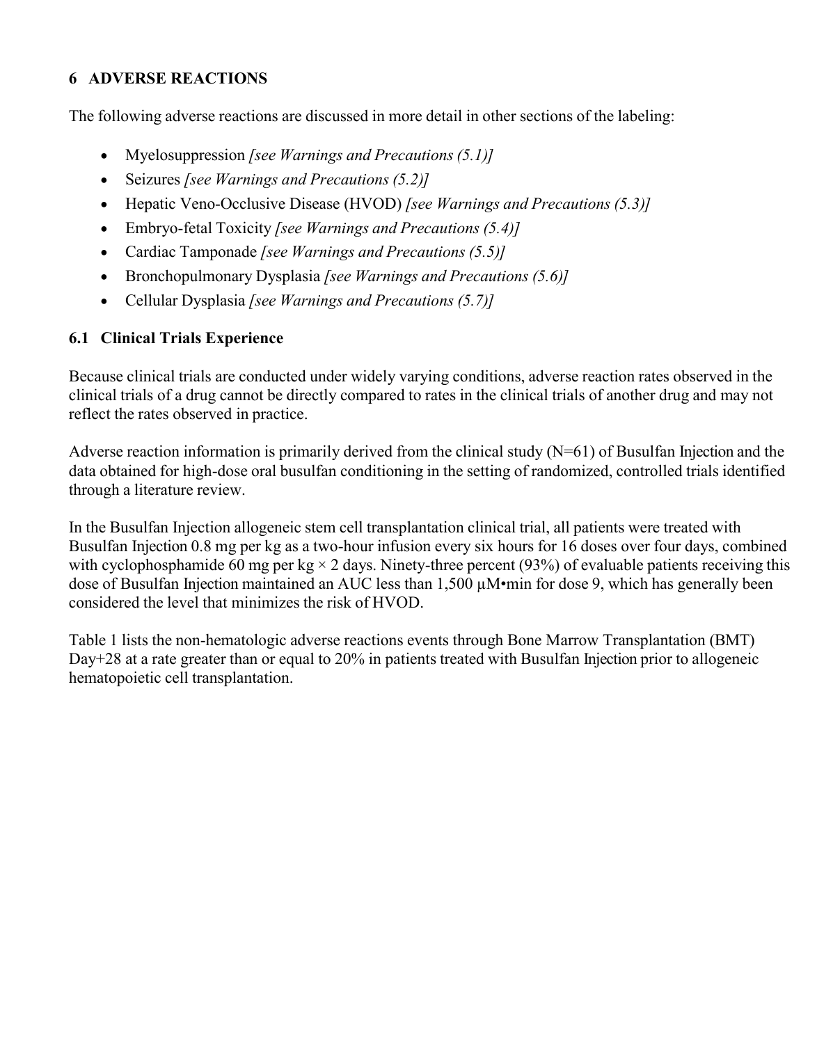## 6 ADVERSE REACTIONS

The following adverse reactions are discussed in more detail in other sections of the labeling:

- Myelosuppression *[see Warnings and Precautions (5.1)]*
- Seizures *[see Warnings and Precautions (5.2)]*
- Hepatic Veno-Occlusive Disease (HVOD) *[see Warnings and Precautions (5.3)]*
- Embryo-fetal Toxicity *[see Warnings and Precautions (5.4)]*
- Cardiac Tamponade *[see Warnings and Precautions (5.5)]*
- Bronchopulmonary Dysplasia *[see Warnings and Precautions (5.6)]*
- Cellular Dysplasia *[see Warnings and Precautions (5.7)]*

### 6.1 Clinical Trials Experience

Because clinical trials are conducted under widely varying conditions, adverse reaction rates observed in the clinical trials of a drug cannot be directly compared to rates in the clinical trials of another drug and may not reflect the rates observed in practice.

Adverse reaction information is primarily derived from the clinical study (N=61) of Busulfan Injection and the data obtained for high-dose oral busulfan conditioning in the setting of randomized, controlled trials identified through a literature review.

In the Busulfan Injection allogeneic stem cell transplantation clinical trial, all patients were treated with Busulfan Injection 0.8 mg per kg as a two-hour infusion every six hours for 16 doses over four days, combined with cyclophosphamide 60 mg per kg × 2 days. Ninety-three percent (93%) of evaluable patients receiving this dose of Busulfan Injection maintained an AUC less than 1,500 µM•min for dose 9, which has generally been considered the level that minimizes the risk of HVOD.

Table 1 lists the non-hematologic adverse reactions events through Bone Marrow Transplantation (BMT) Day+28 at a rate greater than or equal to 20% in patients treated with Busulfan Injection prior to allogeneic hematopoietic cell transplantation.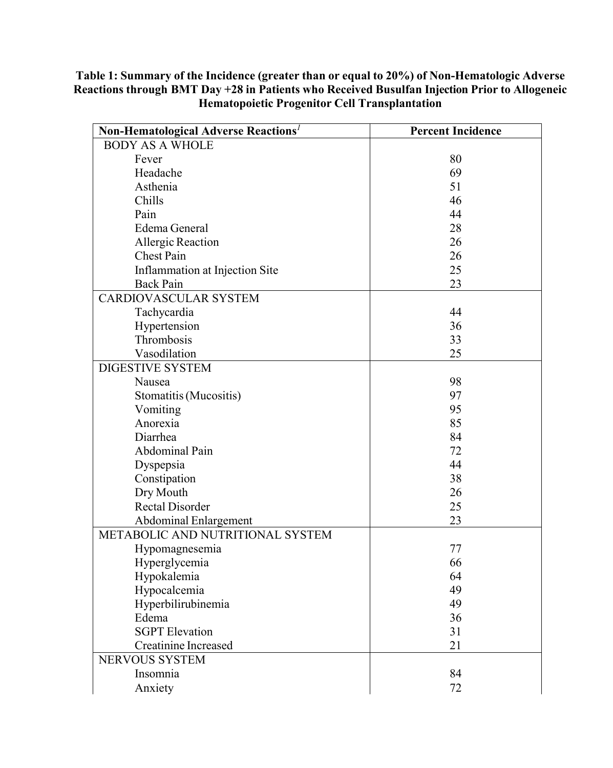**Table 1: Summary of the Incidence (greater than or equal to 20%) of Non-Hematologic Adverse Reactions through BMT Day +28 in Patients who Received Busulfan Injection Prior to Allogeneic Hematopoietic Progenitor Cell Transplantation**

| Non-Hematological Adverse Reactions[1] | Percent Incidence |
|---|---|
| BODY AS A WHOLE | |
| Fever | 80 |
| Headache | 69 |
| Asthenia | 51 |
| Chills | 46 |
| Pain | 44 |
| Edema General | 28 |
| Allergic Reaction | 26 |
| Chest Pain | 26 |
| Inflammation at Injection Site | 25 |
| Back Pain | 23 |
| CARDIOVASCULAR SYSTEM | |
| Tachycardia | 44 |
| Hypertension | 36 |
| Thrombosis | 33 |
| Vasodilation | 25 |
| DIGESTIVE SYSTEM | |
| Nausea | 98 |
| Stomatitis (Mucositis) | 97 |
| Vomiting | 95 |
| Anorexia | 85 |
| Diarrhea | 84 |
| Abdominal Pain | 72 |
| Dyspepsia | 44 |
| Constipation | 38 |
| Dry Mouth | 26 |
| Rectal Disorder | 25 |
| Abdominal Enlargement | 23 |
| METABOLIC AND NUTRITIONAL SYSTEM | |
| Hypomagnesemia | 77 |
| Hyperglycemia | 66 |
| Hypokalemia | 64 |
| Hypocalcemia | 49 |
| Hyperbilirubinemia | 49 |
| Edema | 36 |
| SGPT Elevation | 31 |
| Creatinine Increased | 21 |
| NERVOUS SYSTEM | |
| Insomnia | 84 |
| Anxiety | 72 |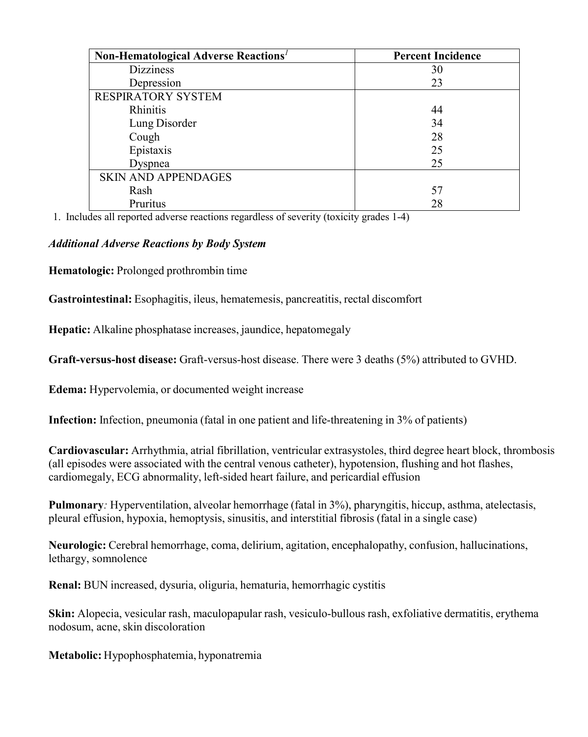| Non-Hematological Adverse Reactions[1] | Percent Incidence |
|---|---|
| Dizziness | 30 |
| Depression | 23 |
| RESPIRATORY SYSTEM | |
| Rhinitis | 44 |
| Lung Disorder | 34 |
| Cough | 28 |
| Epistaxis | 25 |
| Dyspnea | 25 |
| SKIN AND APPENDAGES | |
| Rash | 57 |
| Pruritus | 28 |

1. Includes all reported adverse reactions regardless of severity (toxicity grades 1-4)

***Additional Adverse Reactions by Body System***

**Hematologic:** Prolonged prothrombin time

**Gastrointestinal:** Esophagitis, ileus, hematemesis, pancreatitis, rectal discomfort

**Hepatic:** Alkaline phosphatase increases, jaundice, hepatomegaly

**Graft-versus-host disease:** Graft-versus-host disease. There were 3 deaths (5%) attributed to GVHD.

**Edema:** Hypervolemia, or documented weight increase

**Infection:** Infection, pneumonia (fatal in one patient and life-threatening in 3% of patients)

**Cardiovascular:** Arrhythmia, atrial fibrillation, ventricular extrasystoles, third degree heart block, thrombosis (all episodes were associated with the central venous catheter), hypotension, flushing and hot flashes, cardiomegaly, ECG abnormality, left-sided heart failure, and pericardial effusion

**Pulmonary***:* Hyperventilation, alveolar hemorrhage (fatal in 3%), pharyngitis, hiccup, asthma, atelectasis, pleural effusion, hypoxia, hemoptysis, sinusitis, and interstitial fibrosis (fatal in a single case)

**Neurologic:** Cerebral hemorrhage, coma, delirium, agitation, encephalopathy, confusion, hallucinations, lethargy, somnolence

**Renal:** BUN increased, dysuria, oliguria, hematuria, hemorrhagic cystitis

**Skin:** Alopecia, vesicular rash, maculopapular rash, vesiculo-bullous rash, exfoliative dermatitis, erythema nodosum, acne, skin discoloration

**Metabolic:** Hypophosphatemia, hyponatremia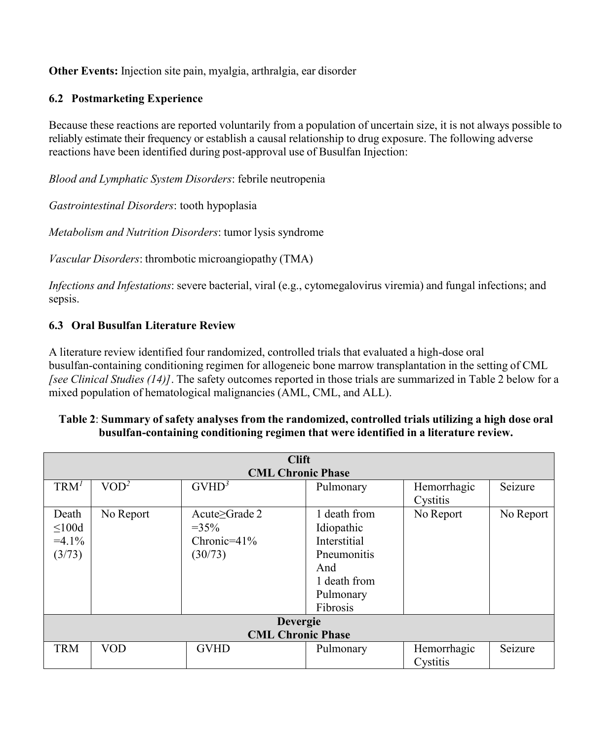**Other Events:** Injection site pain, myalgia, arthralgia, ear disorder

### 6.2 Postmarketing Experience

Because these reactions are reported voluntarily from a population of uncertain size, it is not always possible to reliably estimate their frequency or establish a causal relationship to drug exposure. The following adverse reactions have been identified during post-approval use of Busulfan Injection:

*Blood and Lymphatic System Disorders*: febrile neutropenia

*Gastrointestinal Disorders*: tooth hypoplasia

*Metabolism and Nutrition Disorders*: tumor lysis syndrome

*Vascular Disorders*: thrombotic microangiopathy (TMA)

*Infections and Infestations*: severe bacterial, viral (e.g., cytomegalovirus viremia) and fungal infections; and sepsis.

### 6.3 Oral Busulfan Literature Review

A literature review identified four randomized, controlled trials that evaluated a high-dose oral busulfan-containing conditioning regimen for allogeneic bone marrow transplantation in the setting of CML *[see Clinical Studies (14)]*. The safety outcomes reported in those trials are summarized in Table 2 below for a mixed population of hematological malignancies (AML, CML, and ALL).

**Table 2**: **Summary of safety analyses from the randomized, controlled trials utilizing a high dose oral busulfan-containing conditioning regimen that were identified in a literature review.**

| **Clift CML Chronic Phase** | | | | | |
|---|---|---|---|---|---|
| TRM[1] | VOD[2] | GVHD[3] | Pulmonary | Hemorrhagic Cystitis | Seizure |
| Death ≤100d =4.1% (3/73) | No Report | Acute≥Grade 2 =35% Chronic=41% (30/73) | 1 death from Idiopathic Interstitial Pneumonitis And 1 death from Pulmonary Fibrosis | No Report | No Report |
| **Devergie CML Chronic Phase** | | | | | |
| TRM | VOD | GVHD | Pulmonary | Hemorrhagic Cystitis | Seizure |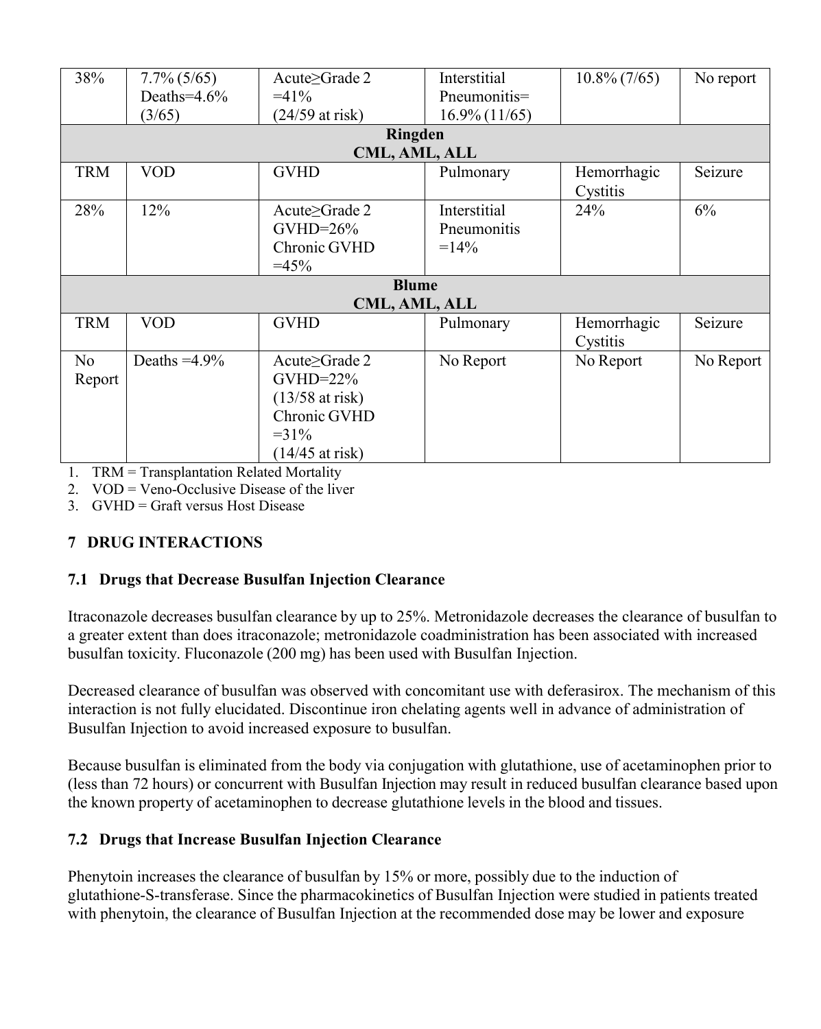| | | | | | |
|---|---|---|---|---|---|
| 38% | 7.7% (5/65) Deaths=4.6% (3/65) | Acute≥Grade 2 =41% (24/59 at risk) | Interstitial Pneumonitis= 16.9% (11/65) | 10.8% (7/65) | No report |
| **Ringden CML, AML, ALL** | | | | | |
| TRM | VOD | GVHD | Pulmonary | Hemorrhagic Cystitis | Seizure |
| 28% | 12% | Acute≥Grade 2 GVHD=26% Chronic GVHD =45% | Interstitial Pneumonitis =14% | 24% | 6% |
| **Blume CML, AML, ALL** | | | | | |
| TRM | VOD | GVHD | Pulmonary | Hemorrhagic Cystitis | Seizure |
| No Report | Deaths =4.9% | Acute≥Grade 2 GVHD=22% (13/58 at risk) Chronic GVHD =31% (14/45 at risk) | No Report | No Report | No Report |

1. TRM = Transplantation Related Mortality
2. VOD = Veno-Occlusive Disease of the liver
3. GVHD = Graft versus Host Disease

## 7 DRUG INTERACTIONS

### 7.1 Drugs that Decrease Busulfan Injection Clearance

Itraconazole decreases busulfan clearance by up to 25%. Metronidazole decreases the clearance of busulfan to a greater extent than does itraconazole; metronidazole coadministration has been associated with increased busulfan toxicity. Fluconazole (200 mg) has been used with Busulfan Injection.

Decreased clearance of busulfan was observed with concomitant use with deferasirox. The mechanism of this interaction is not fully elucidated. Discontinue iron chelating agents well in advance of administration of Busulfan Injection to avoid increased exposure to busulfan.

Because busulfan is eliminated from the body via conjugation with glutathione, use of acetaminophen prior to (less than 72 hours) or concurrent with Busulfan Injection may result in reduced busulfan clearance based upon the known property of acetaminophen to decrease glutathione levels in the blood and tissues.

### 7.2 Drugs that Increase Busulfan Injection Clearance

Phenytoin increases the clearance of busulfan by 15% or more, possibly due to the induction of glutathione-S-transferase. Since the pharmacokinetics of Busulfan Injection were studied in patients treated with phenytoin, the clearance of Busulfan Injection at the recommended dose may be lower and exposure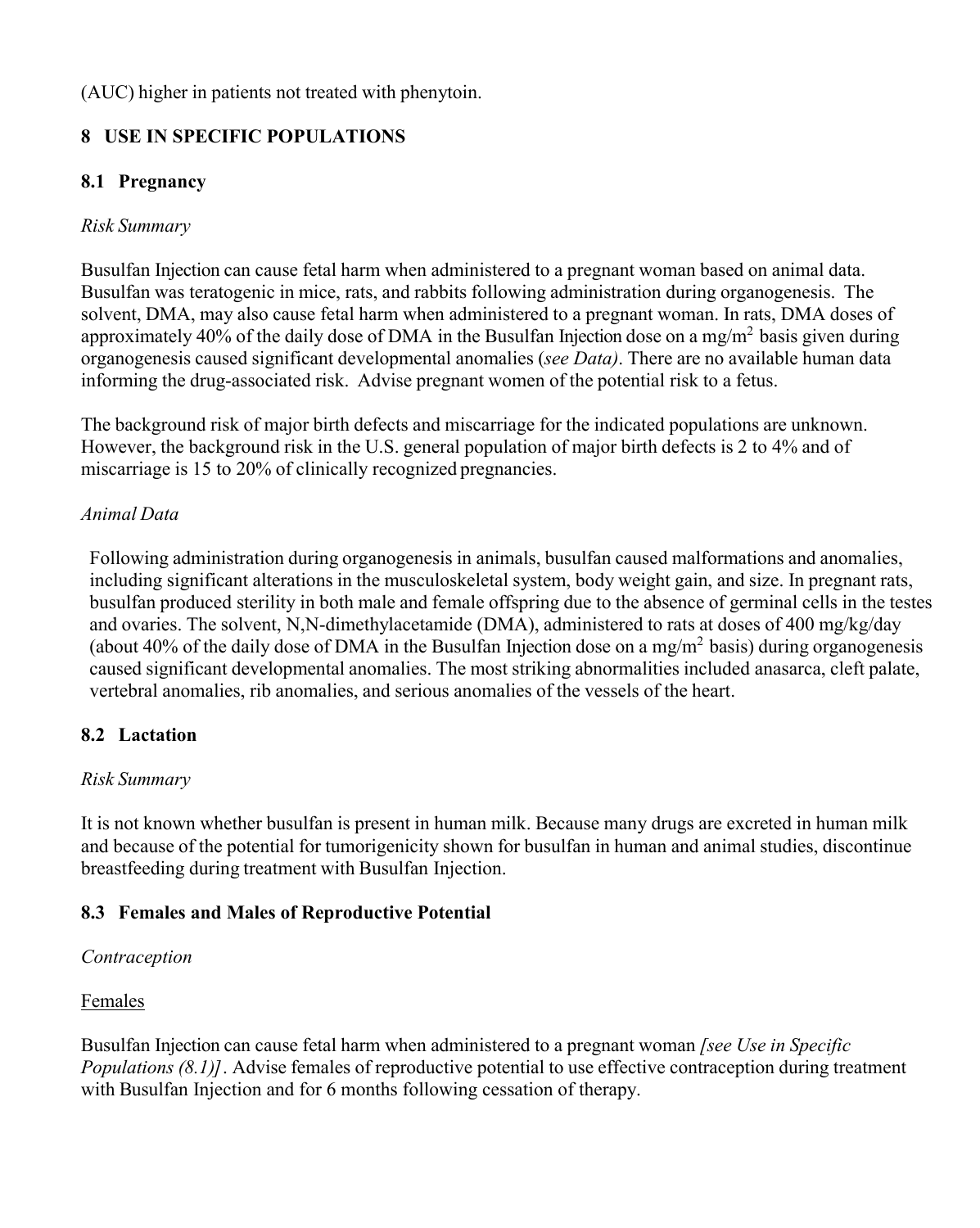(AUC) higher in patients not treated with phenytoin.

## 8 USE IN SPECIFIC POPULATIONS

### 8.1 Pregnancy

*Risk Summary*

Busulfan Injection can cause fetal harm when administered to a pregnant woman based on animal data. Busulfan was teratogenic in mice, rats, and rabbits following administration during organogenesis. The solvent, DMA, may also cause fetal harm when administered to a pregnant woman. In rats, DMA doses of approximately 40% of the daily dose of DMA in the Busulfan Injection dose on a mg/m$^2$ basis given during organogenesis caused significant developmental anomalies (*see Data)*. There are no available human data informing the drug-associated risk. Advise pregnant women of the potential risk to a fetus.

The background risk of major birth defects and miscarriage for the indicated populations are unknown. However, the background risk in the U.S. general population of major birth defects is 2 to 4% and of miscarriage is 15 to 20% of clinically recognized pregnancies.

*Animal Data*

Following administration during organogenesis in animals, busulfan caused malformations and anomalies, including significant alterations in the musculoskeletal system, body weight gain, and size. In pregnant rats, busulfan produced sterility in both male and female offspring due to the absence of germinal cells in the testes and ovaries. The solvent, N,N-dimethylacetamide (DMA), administered to rats at doses of 400 mg/kg/day (about 40% of the daily dose of DMA in the Busulfan Injection dose on a mg/m$^2$ basis) during organogenesis caused significant developmental anomalies. The most striking abnormalities included anasarca, cleft palate, vertebral anomalies, rib anomalies, and serious anomalies of the vessels of the heart.

### 8.2 Lactation

*Risk Summary*

It is not known whether busulfan is present in human milk. Because many drugs are excreted in human milk and because of the potential for tumorigenicity shown for busulfan in human and animal studies, discontinue breastfeeding during treatment with Busulfan Injection.

### 8.3 Females and Males of Reproductive Potential

*Contraception*

Females

Busulfan Injection can cause fetal harm when administered to a pregnant woman *[see Use in Specific Populations (8.1)]*. Advise females of reproductive potential to use effective contraception during treatment with Busulfan Injection and for 6 months following cessation of therapy.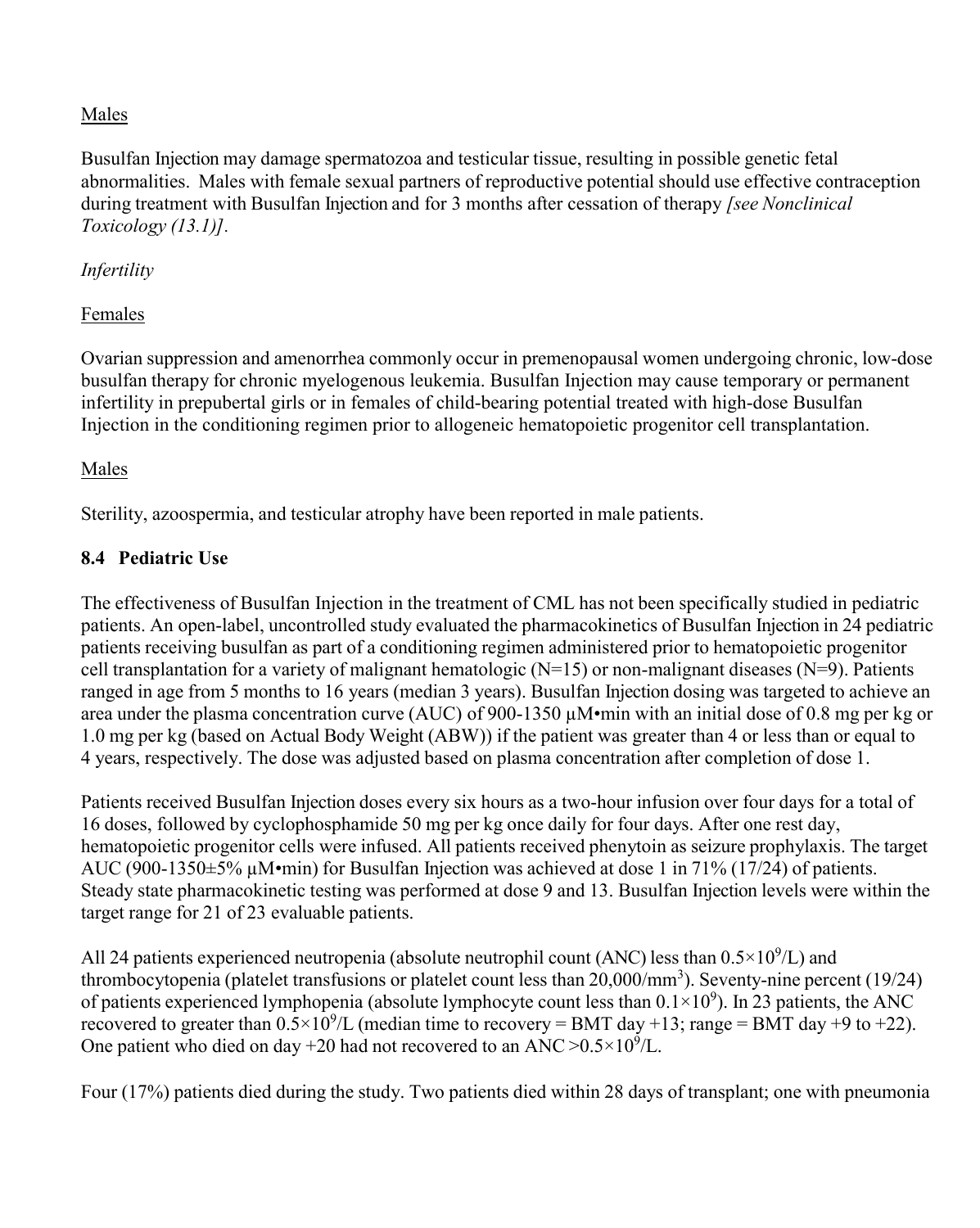Males

Busulfan Injection may damage spermatozoa and testicular tissue, resulting in possible genetic fetal abnormalities. Males with female sexual partners of reproductive potential should use effective contraception during treatment with Busulfan Injection and for 3 months after cessation of therapy *[see Nonclinical Toxicology (13.1)]*.

*Infertility*

Females

Ovarian suppression and amenorrhea commonly occur in premenopausal women undergoing chronic, low-dose busulfan therapy for chronic myelogenous leukemia. Busulfan Injection may cause temporary or permanent infertility in prepubertal girls or in females of child-bearing potential treated with high-dose Busulfan Injection in the conditioning regimen prior to allogeneic hematopoietic progenitor cell transplantation.

Males

Sterility, azoospermia, and testicular atrophy have been reported in male patients.

### 8.4 Pediatric Use

The effectiveness of Busulfan Injection in the treatment of CML has not been specifically studied in pediatric patients. An open-label, uncontrolled study evaluated the pharmacokinetics of Busulfan Injection in 24 pediatric patients receiving busulfan as part of a conditioning regimen administered prior to hematopoietic progenitor cell transplantation for a variety of malignant hematologic (N=15) or non-malignant diseases (N=9). Patients ranged in age from 5 months to 16 years (median 3 years). Busulfan Injection dosing was targeted to achieve an area under the plasma concentration curve (AUC) of 900-1350 µM•min with an initial dose of 0.8 mg per kg or 1.0 mg per kg (based on Actual Body Weight (ABW)) if the patient was greater than 4 or less than or equal to 4 years, respectively. The dose was adjusted based on plasma concentration after completion of dose 1.

Patients received Busulfan Injection doses every six hours as a two-hour infusion over four days for a total of 16 doses, followed by cyclophosphamide 50 mg per kg once daily for four days. After one rest day, hematopoietic progenitor cells were infused. All patients received phenytoin as seizure prophylaxis. The target AUC (900-1350±5% µM•min) for Busulfan Injection was achieved at dose 1 in 71% (17/24) of patients. Steady state pharmacokinetic testing was performed at dose 9 and 13. Busulfan Injection levels were within the target range for 21 of 23 evaluable patients.

All 24 patients experienced neutropenia (absolute neutrophil count (ANC) less than $0.5\times10^9$/L) and thrombocytopenia (platelet transfusions or platelet count less than 20,000/mm$^3$). Seventy-nine percent (19/24) of patients experienced lymphopenia (absolute lymphocyte count less than $0.1\times10^9$). In 23 patients, the ANC recovered to greater than $0.5\times10^9$/L (median time to recovery = BMT day +13; range = BMT day +9 to +22). One patient who died on day +20 had not recovered to an ANC $>0.5\times10^9$/L.

Four (17%) patients died during the study. Two patients died within 28 days of transplant; one with pneumonia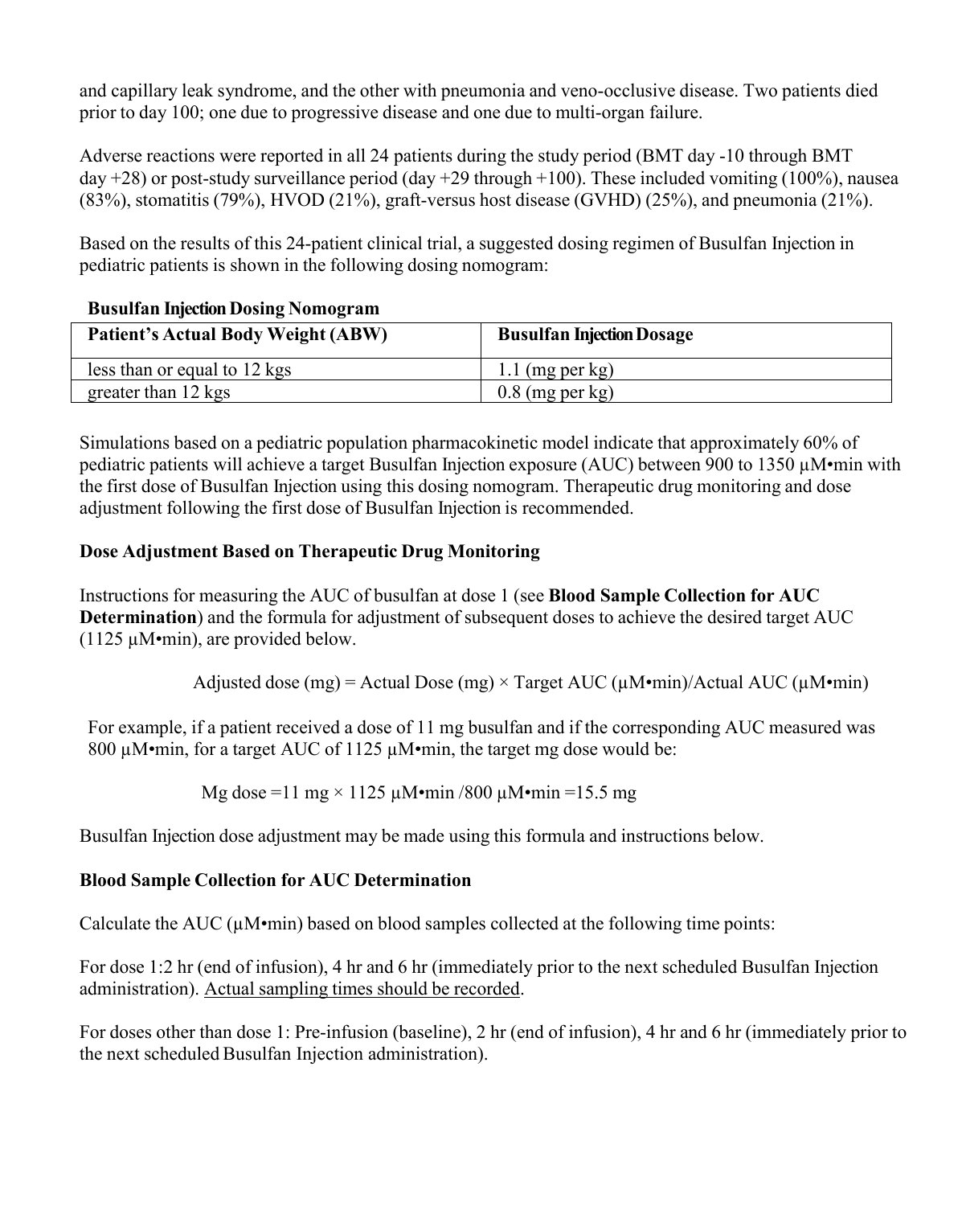and capillary leak syndrome, and the other with pneumonia and veno-occlusive disease. Two patients died prior to day 100; one due to progressive disease and one due to multi-organ failure.

Adverse reactions were reported in all 24 patients during the study period (BMT day -10 through BMT day +28) or post-study surveillance period (day +29 through +100). These included vomiting (100%), nausea (83%), stomatitis (79%), HVOD (21%), graft-versus host disease (GVHD) (25%), and pneumonia (21%).

Based on the results of this 24-patient clinical trial, a suggested dosing regimen of Busulfan Injection in pediatric patients is shown in the following dosing nomogram:

**Busulfan Injection Dosing Nomogram**

| Patient's Actual Body Weight (ABW) | Busulfan Injection Dosage |
|---|---|
| less than or equal to 12 kgs | 1.1 (mg per kg) |
| greater than 12 kgs | 0.8 (mg per kg) |

Simulations based on a pediatric population pharmacokinetic model indicate that approximately 60% of pediatric patients will achieve a target Busulfan Injection exposure (AUC) between 900 to 1350 μM•min with the first dose of Busulfan Injection using this dosing nomogram. Therapeutic drug monitoring and dose adjustment following the first dose of Busulfan Injection is recommended.

**Dose Adjustment Based on Therapeutic Drug Monitoring**

Instructions for measuring the AUC of busulfan at dose 1 (see **Blood Sample Collection for AUC Determination**) and the formula for adjustment of subsequent doses to achieve the desired target AUC (1125 μM•min), are provided below.

$$\text{Adjusted dose (mg)} = \text{Actual Dose (mg)} \times \text{Target AUC } (\mu\text{M}\bullet\text{min}) / \text{Actual AUC } (\mu\text{M}\bullet\text{min})$$

For example, if a patient received a dose of 11 mg busulfan and if the corresponding AUC measured was 800 μM•min, for a target AUC of 1125 μM•min, the target mg dose would be:

$$\text{Mg dose} = 11 \text{ mg} \times 1125\ \mu\text{M}\bullet\text{min} / 800\ \mu\text{M}\bullet\text{min} = 15.5 \text{ mg}$$

Busulfan Injection dose adjustment may be made using this formula and instructions below.

**Blood Sample Collection for AUC Determination**

Calculate the AUC (μM•min) based on blood samples collected at the following time points:

For dose 1:2 hr (end of infusion), 4 hr and 6 hr (immediately prior to the next scheduled Busulfan Injection administration). Actual sampling times should be recorded.

For doses other than dose 1: Pre-infusion (baseline), 2 hr (end of infusion), 4 hr and 6 hr (immediately prior to the next scheduled Busulfan Injection administration).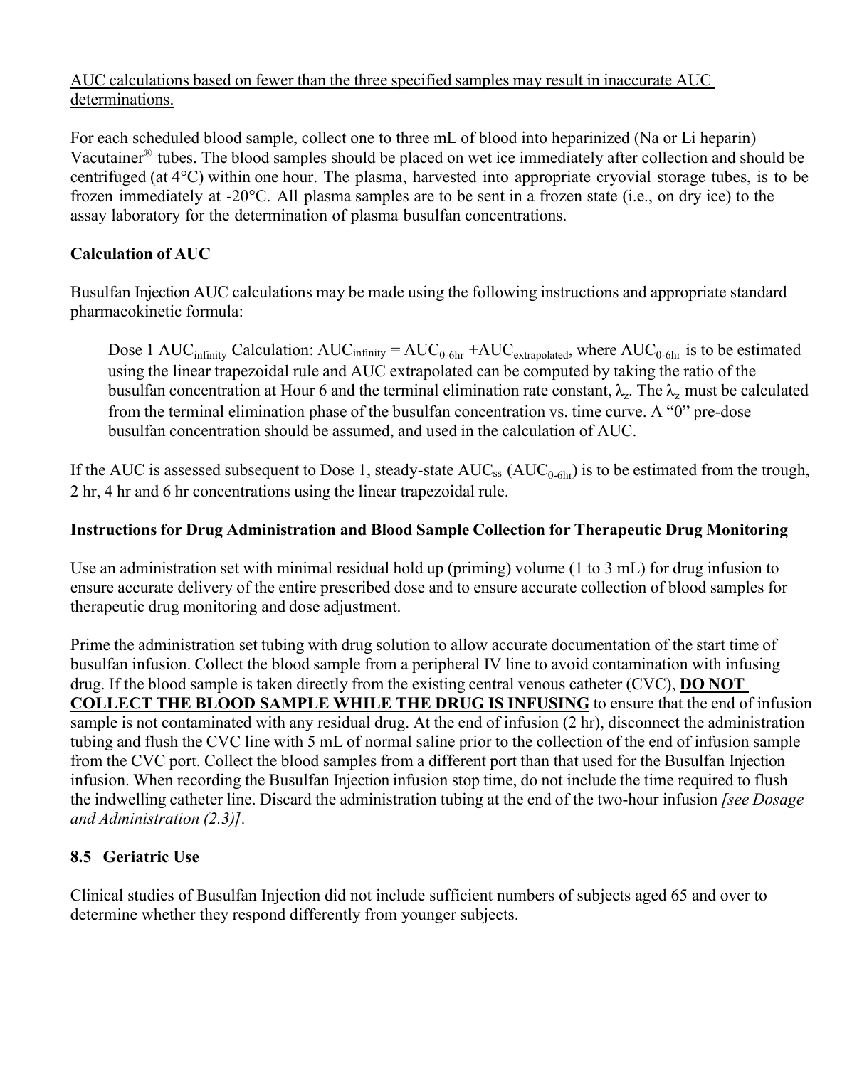AUC calculations based on fewer than the three specified samples may result in inaccurate AUC determinations.

For each scheduled blood sample, collect one to three mL of blood into heparinized (Na or Li heparin) Vacutainer® tubes. The blood samples should be placed on wet ice immediately after collection and should be centrifuged (at 4°C) within one hour. The plasma, harvested into appropriate cryovial storage tubes, is to be frozen immediately at -20°C. All plasma samples are to be sent in a frozen state (i.e., on dry ice) to the assay laboratory for the determination of plasma busulfan concentrations.

**Calculation of AUC**

Busulfan Injection AUC calculations may be made using the following instructions and appropriate standard pharmacokinetic formula:

> Dose 1 $AUC_{infinity}$ Calculation: $AUC_{infinity} = AUC_{0\text{-}6hr} + AUC_{extrapolated}$, where $AUC_{0\text{-}6hr}$ is to be estimated using the linear trapezoidal rule and AUC extrapolated can be computed by taking the ratio of the busulfan concentration at Hour 6 and the terminal elimination rate constant, $\lambda_z$. The $\lambda_z$ must be calculated from the terminal elimination phase of the busulfan concentration vs. time curve. A "0" pre-dose busulfan concentration should be assumed, and used in the calculation of AUC.

If the AUC is assessed subsequent to Dose 1, steady-state $AUC_{ss}$ ($AUC_{0\text{-}6hr}$) is to be estimated from the trough, 2 hr, 4 hr and 6 hr concentrations using the linear trapezoidal rule.

**Instructions for Drug Administration and Blood Sample Collection for Therapeutic Drug Monitoring**

Use an administration set with minimal residual hold up (priming) volume (1 to 3 mL) for drug infusion to ensure accurate delivery of the entire prescribed dose and to ensure accurate collection of blood samples for therapeutic drug monitoring and dose adjustment.

Prime the administration set tubing with drug solution to allow accurate documentation of the start time of busulfan infusion. Collect the blood sample from a peripheral IV line to avoid contamination with infusing drug. If the blood sample is taken directly from the existing central venous catheter (CVC), **DO NOT COLLECT THE BLOOD SAMPLE WHILE THE DRUG IS INFUSING** to ensure that the end of infusion sample is not contaminated with any residual drug. At the end of infusion (2 hr), disconnect the administration tubing and flush the CVC line with 5 mL of normal saline prior to the collection of the end of infusion sample from the CVC port. Collect the blood samples from a different port than that used for the Busulfan Injection infusion. When recording the Busulfan Injection infusion stop time, do not include the time required to flush the indwelling catheter line. Discard the administration tubing at the end of the two-hour infusion *[see Dosage and Administration (2.3)]*.

## 8.5 Geriatric Use

Clinical studies of Busulfan Injection did not include sufficient numbers of subjects aged 65 and over to determine whether they respond differently from younger subjects.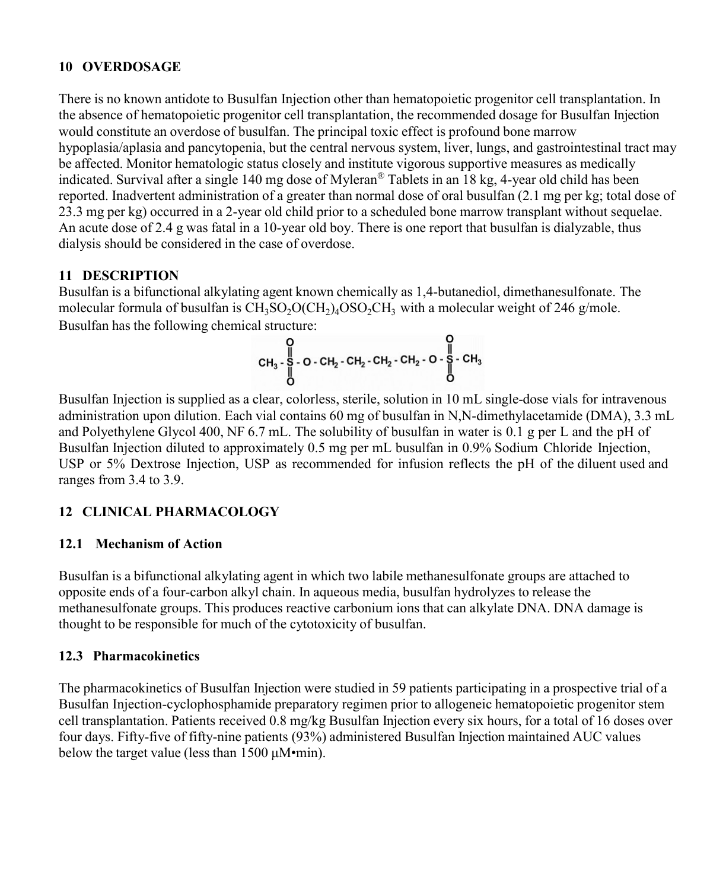## 10 OVERDOSAGE

There is no known antidote to Busulfan Injection other than hematopoietic progenitor cell transplantation. In the absence of hematopoietic progenitor cell transplantation, the recommended dosage for Busulfan Injection would constitute an overdose of busulfan. The principal toxic effect is profound bone marrow hypoplasia/aplasia and pancytopenia, but the central nervous system, liver, lungs, and gastrointestinal tract may be affected. Monitor hematologic status closely and institute vigorous supportive measures as medically indicated. Survival after a single 140 mg dose of Myleran® Tablets in an 18 kg, 4-year old child has been reported. Inadvertent administration of a greater than normal dose of oral busulfan (2.1 mg per kg; total dose of 23.3 mg per kg) occurred in a 2-year old child prior to a scheduled bone marrow transplant without sequelae. An acute dose of 2.4 g was fatal in a 10-year old boy. There is one report that busulfan is dialyzable, thus dialysis should be considered in the case of overdose.

## 11 DESCRIPTION

Busulfan is a bifunctional alkylating agent known chemically as 1,4-butanediol, dimethanesulfonate. The molecular formula of busulfan is $CH_3SO_2O(CH_2)_4OSO_2CH_3$ with a molecular weight of 246 g/mole. Busulfan has the following chemical structure:

$$CH_3 - \overset{\overset{O}{\|}}{\underset{\underset{O}{\|}}{S}} - O - CH_2 - CH_2 - CH_2 - CH_2 - O - \overset{\overset{O}{\|}}{\underset{\underset{O}{\|}}{S}} - CH_3$$

Busulfan Injection is supplied as a clear, colorless, sterile, solution in 10 mL single-dose vials for intravenous administration upon dilution. Each vial contains 60 mg of busulfan in N,N-dimethylacetamide (DMA), 3.3 mL and Polyethylene Glycol 400, NF 6.7 mL. The solubility of busulfan in water is 0.1 g per L and the pH of Busulfan Injection diluted to approximately 0.5 mg per mL busulfan in 0.9% Sodium Chloride Injection, USP or 5% Dextrose Injection, USP as recommended for infusion reflects the pH of the diluent used and ranges from 3.4 to 3.9.

## 12 CLINICAL PHARMACOLOGY

### 12.1 Mechanism of Action

Busulfan is a bifunctional alkylating agent in which two labile methanesulfonate groups are attached to opposite ends of a four-carbon alkyl chain. In aqueous media, busulfan hydrolyzes to release the methanesulfonate groups. This produces reactive carbonium ions that can alkylate DNA. DNA damage is thought to be responsible for much of the cytotoxicity of busulfan.

### 12.3 Pharmacokinetics

The pharmacokinetics of Busulfan Injection were studied in 59 patients participating in a prospective trial of a Busulfan Injection-cyclophosphamide preparatory regimen prior to allogeneic hematopoietic progenitor stem cell transplantation. Patients received 0.8 mg/kg Busulfan Injection every six hours, for a total of 16 doses over four days. Fifty-five of fifty-nine patients (93%) administered Busulfan Injection maintained AUC values below the target value (less than 1500 μM•min).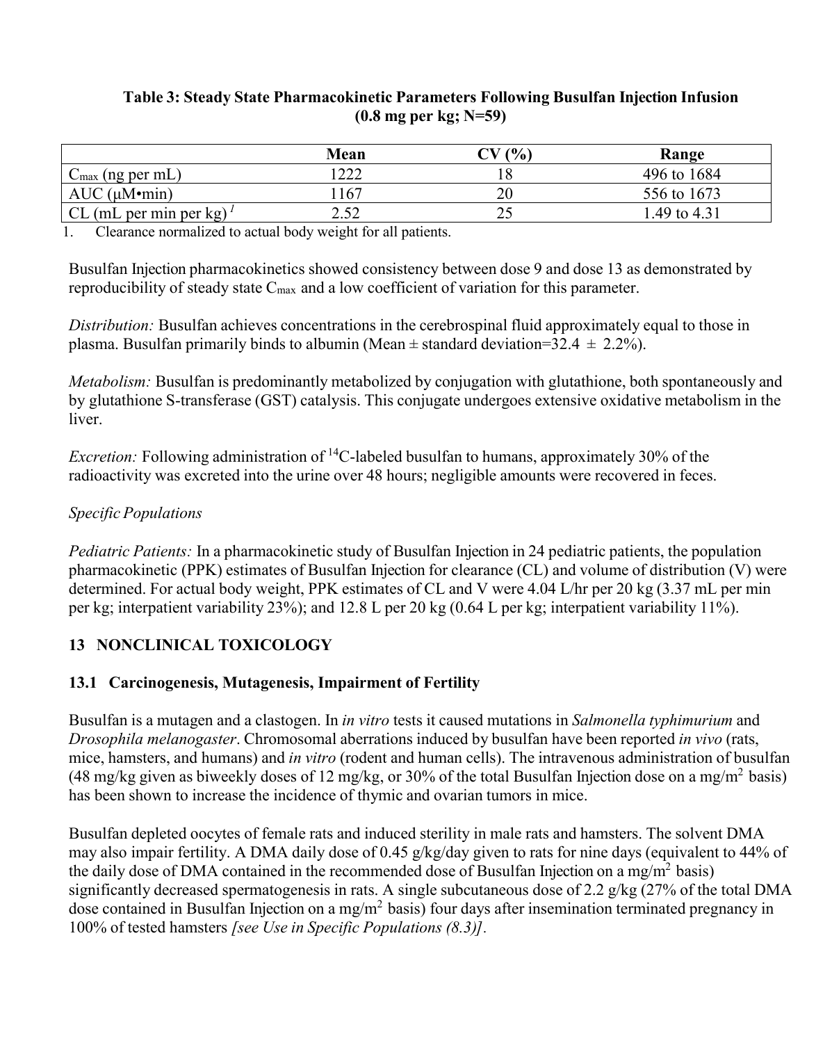**Table 3: Steady State Pharmacokinetic Parameters Following Busulfan Injection Infusion (0.8 mg per kg; N=59)**

| | Mean | CV (%) | Range |
|---|---|---|---|
| $C_{max}$ (ng per mL) | 1222 | 18 | 496 to 1684 |
| AUC (μM•min) | 1167 | 20 | 556 to 1673 |
| CL (mL per min per kg) [1] | 2.52 | 25 | 1.49 to 4.31 |

1. Clearance normalized to actual body weight for all patients.

Busulfan Injection pharmacokinetics showed consistency between dose 9 and dose 13 as demonstrated by reproducibility of steady state $C_{max}$ and a low coefficient of variation for this parameter.

*Distribution:* Busulfan achieves concentrations in the cerebrospinal fluid approximately equal to those in plasma. Busulfan primarily binds to albumin (Mean ± standard deviation=32.4 ± 2.2%).

*Metabolism:* Busulfan is predominantly metabolized by conjugation with glutathione, both spontaneously and by glutathione S-transferase (GST) catalysis. This conjugate undergoes extensive oxidative metabolism in the liver.

*Excretion:* Following administration of $^{14}C$-labeled busulfan to humans, approximately 30% of the radioactivity was excreted into the urine over 48 hours; negligible amounts were recovered in feces.

*Specific Populations*

*Pediatric Patients:* In a pharmacokinetic study of Busulfan Injection in 24 pediatric patients, the population pharmacokinetic (PPK) estimates of Busulfan Injection for clearance (CL) and volume of distribution (V) were determined. For actual body weight, PPK estimates of CL and V were 4.04 L/hr per 20 kg (3.37 mL per min per kg; interpatient variability 23%); and 12.8 L per 20 kg (0.64 L per kg; interpatient variability 11%).

## 13 NONCLINICAL TOXICOLOGY

### 13.1 Carcinogenesis, Mutagenesis, Impairment of Fertility

Busulfan is a mutagen and a clastogen. In *in vitro* tests it caused mutations in *Salmonella typhimurium* and *Drosophila melanogaster*. Chromosomal aberrations induced by busulfan have been reported *in vivo* (rats, mice, hamsters, and humans) and *in vitro* (rodent and human cells). The intravenous administration of busulfan (48 mg/kg given as biweekly doses of 12 mg/kg, or 30% of the total Busulfan Injection dose on a mg/$m^2$ basis) has been shown to increase the incidence of thymic and ovarian tumors in mice.

Busulfan depleted oocytes of female rats and induced sterility in male rats and hamsters. The solvent DMA may also impair fertility. A DMA daily dose of 0.45 g/kg/day given to rats for nine days (equivalent to 44% of the daily dose of DMA contained in the recommended dose of Busulfan Injection on a mg/$m^2$ basis) significantly decreased spermatogenesis in rats. A single subcutaneous dose of 2.2 g/kg (27% of the total DMA dose contained in Busulfan Injection on a mg/$m^2$ basis) four days after insemination terminated pregnancy in 100% of tested hamsters *[see Use in Specific Populations (8.3)]*.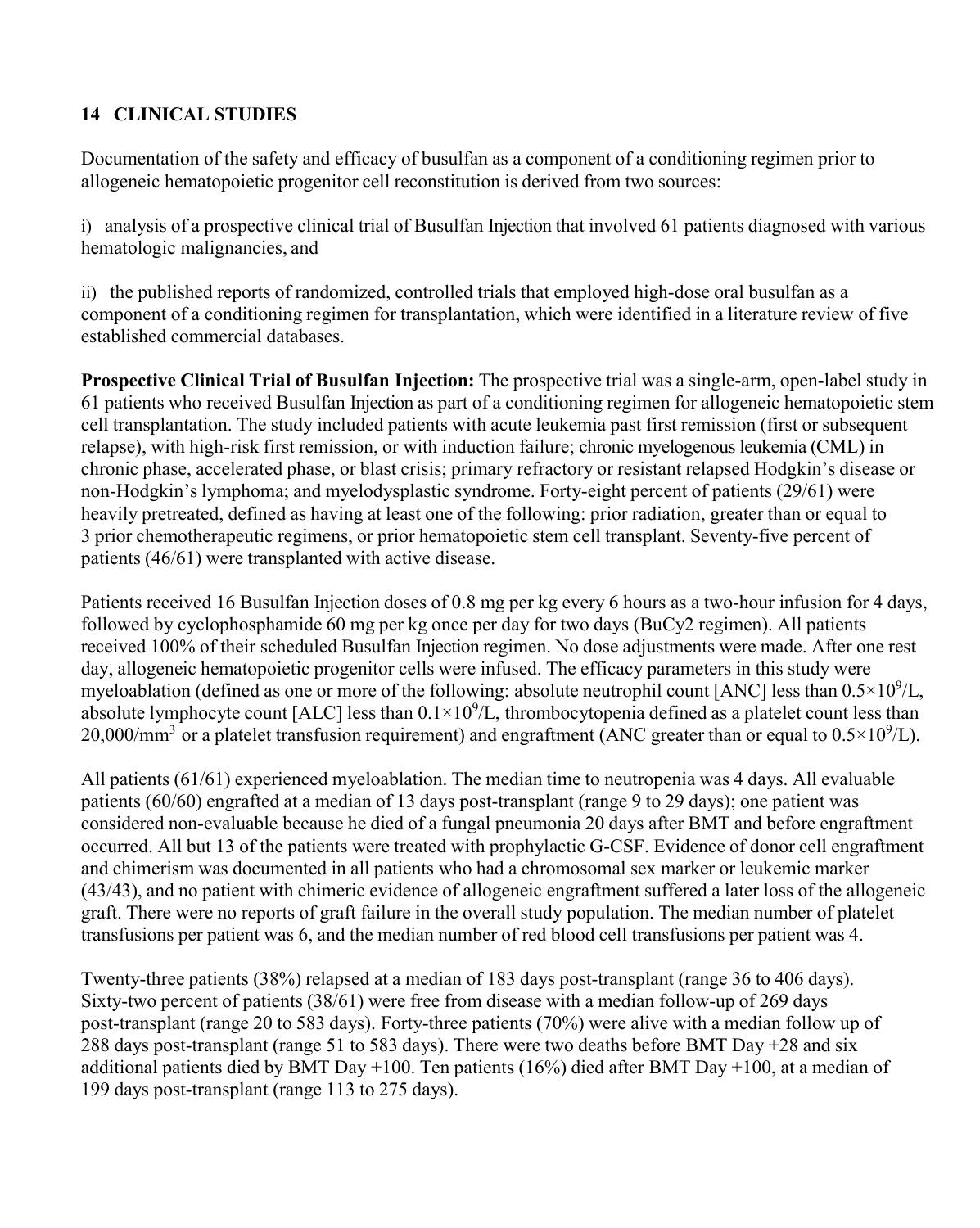## 14 CLINICAL STUDIES

Documentation of the safety and efficacy of busulfan as a component of a conditioning regimen prior to allogeneic hematopoietic progenitor cell reconstitution is derived from two sources:

i) analysis of a prospective clinical trial of Busulfan Injection that involved 61 patients diagnosed with various hematologic malignancies, and

ii) the published reports of randomized, controlled trials that employed high-dose oral busulfan as a component of a conditioning regimen for transplantation, which were identified in a literature review of five established commercial databases.

**Prospective Clinical Trial of Busulfan Injection:** The prospective trial was a single-arm, open-label study in 61 patients who received Busulfan Injection as part of a conditioning regimen for allogeneic hematopoietic stem cell transplantation. The study included patients with acute leukemia past first remission (first or subsequent relapse), with high-risk first remission, or with induction failure; chronic myelogenous leukemia (CML) in chronic phase, accelerated phase, or blast crisis; primary refractory or resistant relapsed Hodgkin's disease or non-Hodgkin's lymphoma; and myelodysplastic syndrome. Forty-eight percent of patients (29/61) were heavily pretreated, defined as having at least one of the following: prior radiation, greater than or equal to 3 prior chemotherapeutic regimens, or prior hematopoietic stem cell transplant. Seventy-five percent of patients (46/61) were transplanted with active disease.

Patients received 16 Busulfan Injection doses of 0.8 mg per kg every 6 hours as a two-hour infusion for 4 days, followed by cyclophosphamide 60 mg per kg once per day for two days (BuCy2 regimen). All patients received 100% of their scheduled Busulfan Injection regimen. No dose adjustments were made. After one rest day, allogeneic hematopoietic progenitor cells were infused. The efficacy parameters in this study were myeloablation (defined as one or more of the following: absolute neutrophil count [ANC] less than $0.5\times10^9$/L, absolute lymphocyte count [ALC] less than $0.1\times10^9$/L, thrombocytopenia defined as a platelet count less than 20,000/mm$^3$ or a platelet transfusion requirement) and engraftment (ANC greater than or equal to $0.5\times10^9$/L).

All patients (61/61) experienced myeloablation. The median time to neutropenia was 4 days. All evaluable patients (60/60) engrafted at a median of 13 days post-transplant (range 9 to 29 days); one patient was considered non-evaluable because he died of a fungal pneumonia 20 days after BMT and before engraftment occurred. All but 13 of the patients were treated with prophylactic G-CSF. Evidence of donor cell engraftment and chimerism was documented in all patients who had a chromosomal sex marker or leukemic marker (43/43), and no patient with chimeric evidence of allogeneic engraftment suffered a later loss of the allogeneic graft. There were no reports of graft failure in the overall study population. The median number of platelet transfusions per patient was 6, and the median number of red blood cell transfusions per patient was 4.

Twenty-three patients (38%) relapsed at a median of 183 days post-transplant (range 36 to 406 days). Sixty-two percent of patients (38/61) were free from disease with a median follow-up of 269 days post-transplant (range 20 to 583 days). Forty-three patients (70%) were alive with a median follow up of 288 days post-transplant (range 51 to 583 days). There were two deaths before BMT Day +28 and six additional patients died by BMT Day +100. Ten patients (16%) died after BMT Day +100, at a median of 199 days post-transplant (range 113 to 275 days).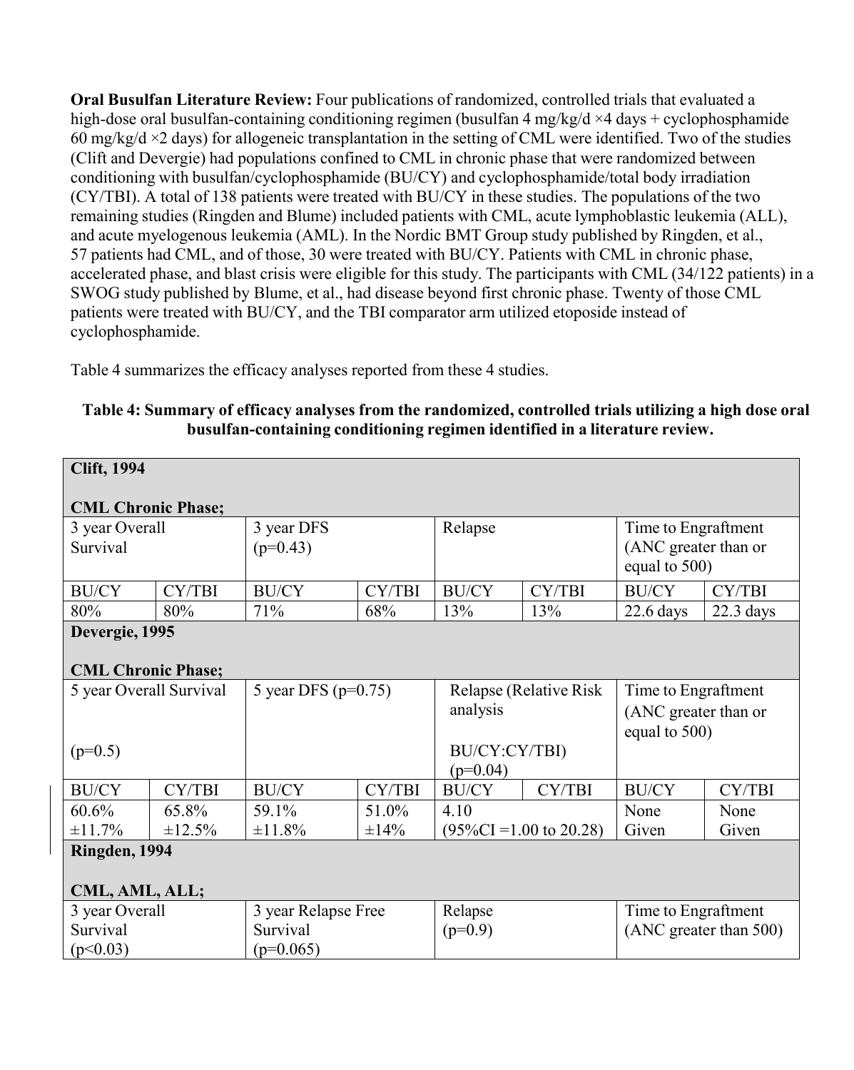**Oral Busulfan Literature Review:** Four publications of randomized, controlled trials that evaluated a high-dose oral busulfan-containing conditioning regimen (busulfan 4 mg/kg/d ×4 days + cyclophosphamide 60 mg/kg/d ×2 days) for allogeneic transplantation in the setting of CML were identified. Two of the studies (Clift and Devergie) had populations confined to CML in chronic phase that were randomized between conditioning with busulfan/cyclophosphamide (BU/CY) and cyclophosphamide/total body irradiation (CY/TBI). A total of 138 patients were treated with BU/CY in these studies. The populations of the two remaining studies (Ringden and Blume) included patients with CML, acute lymphoblastic leukemia (ALL), and acute myelogenous leukemia (AML). In the Nordic BMT Group study published by Ringden, et al., 57 patients had CML, and of those, 30 were treated with BU/CY. Patients with CML in chronic phase, accelerated phase, and blast crisis were eligible for this study. The participants with CML (34/122 patients) in a SWOG study published by Blume, et al., had disease beyond first chronic phase. Twenty of those CML patients were treated with BU/CY, and the TBI comparator arm utilized etoposide instead of cyclophosphamide.

Table 4 summarizes the efficacy analyses reported from these 4 studies.

**Table 4: Summary of efficacy analyses from the randomized, controlled trials utilizing a high dose oral busulfan-containing conditioning regimen identified in a literature review.**

| **Clift, 1994** <br> **CML Chronic Phase;** | | | | | | | |
|---|---|---|---|---|---|---|---|
| 3 year Overall Survival | | 3 year DFS ($p=0.43$) | | Relapse | | Time to Engraftment (ANC greater than or equal to 500) | |
| BU/CY | CY/TBI | BU/CY | CY/TBI | BU/CY | CY/TBI | BU/CY | CY/TBI |
| 80% | 80% | 71% | 68% | 13% | 13% | 22.6 days | 22.3 days |
| **Devergie, 1995** <br> **CML Chronic Phase;** | | | | | | | |
| 5 year Overall Survival ($p=0.5$) | | 5 year DFS ($p=0.75$) | | Relapse (Relative Risk analysis BU/CY:CY/TBI) ($p=0.04$) | | Time to Engraftment (ANC greater than or equal to 500) | |
| BU/CY | CY/TBI | BU/CY | CY/TBI | BU/CY | CY/TBI | BU/CY | CY/TBI |
| 60.6% ±11.7% | 65.8% ±12.5% | 59.1% ±11.8% | 51.0% ±14% | 4.10 (95%CI =1.00 to 20.28) | | None Given | None Given |
| **Ringden, 1994** <br> **CML, AML, ALL;** | | | | | | | |
| 3 year Overall Survival ($p<0.03$) | | 3 year Relapse Free Survival ($p=0.065$) | | Relapse ($p=0.9$) | | Time to Engraftment (ANC greater than 500) | |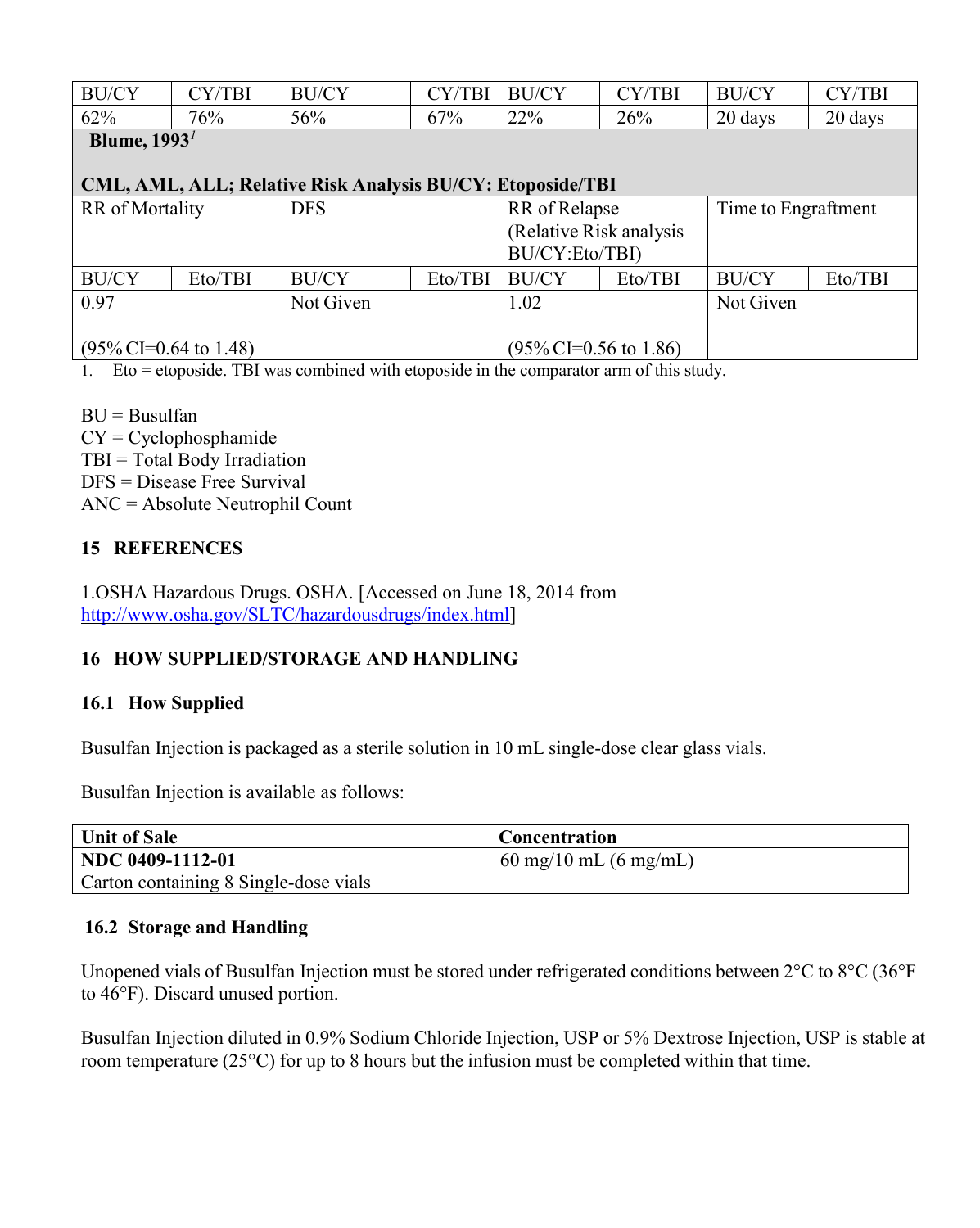| BU/CY | CY/TBI | BU/CY | CY/TBI | BU/CY | CY/TBI | BU/CY | CY/TBI |
|---|---|---|---|---|---|---|---|
| 62% | 76% | 56% | 67% | 22% | 26% | 20 days | 20 days |
| **Blume, 1993**[1]<br><br>**CML, AML, ALL; Relative Risk Analysis BU/CY: Etoposide/TBI** | | | | | | | |
| RR of Mortality | | DFS | | RR of Relapse (Relative Risk analysis BU/CY:Eto/TBI) | | Time to Engraftment | |
| BU/CY | Eto/TBI | BU/CY | Eto/TBI | BU/CY | Eto/TBI | BU/CY | Eto/TBI |
| 0.97<br><br>(95% CI=0.64 to 1.48) | | Not Given | | 1.02<br><br>(95% CI=0.56 to 1.86) | | Not Given | |

1. Eto = etoposide. TBI was combined with etoposide in the comparator arm of this study.

BU = Busulfan
CY = Cyclophosphamide
TBI = Total Body Irradiation
DFS = Disease Free Survival
ANC = Absolute Neutrophil Count

## 15 REFERENCES

1.OSHA Hazardous Drugs. OSHA. [Accessed on June 18, 2014 from http://www.osha.gov/SLTC/hazardousdrugs/index.html]

## 16 HOW SUPPLIED/STORAGE AND HANDLING

### 16.1 How Supplied

Busulfan Injection is packaged as a sterile solution in 10 mL single-dose clear glass vials.

Busulfan Injection is available as follows:

| Unit of Sale | Concentration |
|---|---|
| **NDC 0409-1112-01**<br>Carton containing 8 Single-dose vials | 60 mg/10 mL (6 mg/mL) |

### 16.2 Storage and Handling

Unopened vials of Busulfan Injection must be stored under refrigerated conditions between 2°C to 8°C (36°F to 46°F). Discard unused portion.

Busulfan Injection diluted in 0.9% Sodium Chloride Injection, USP or 5% Dextrose Injection, USP is stable at room temperature (25°C) for up to 8 hours but the infusion must be completed within that time.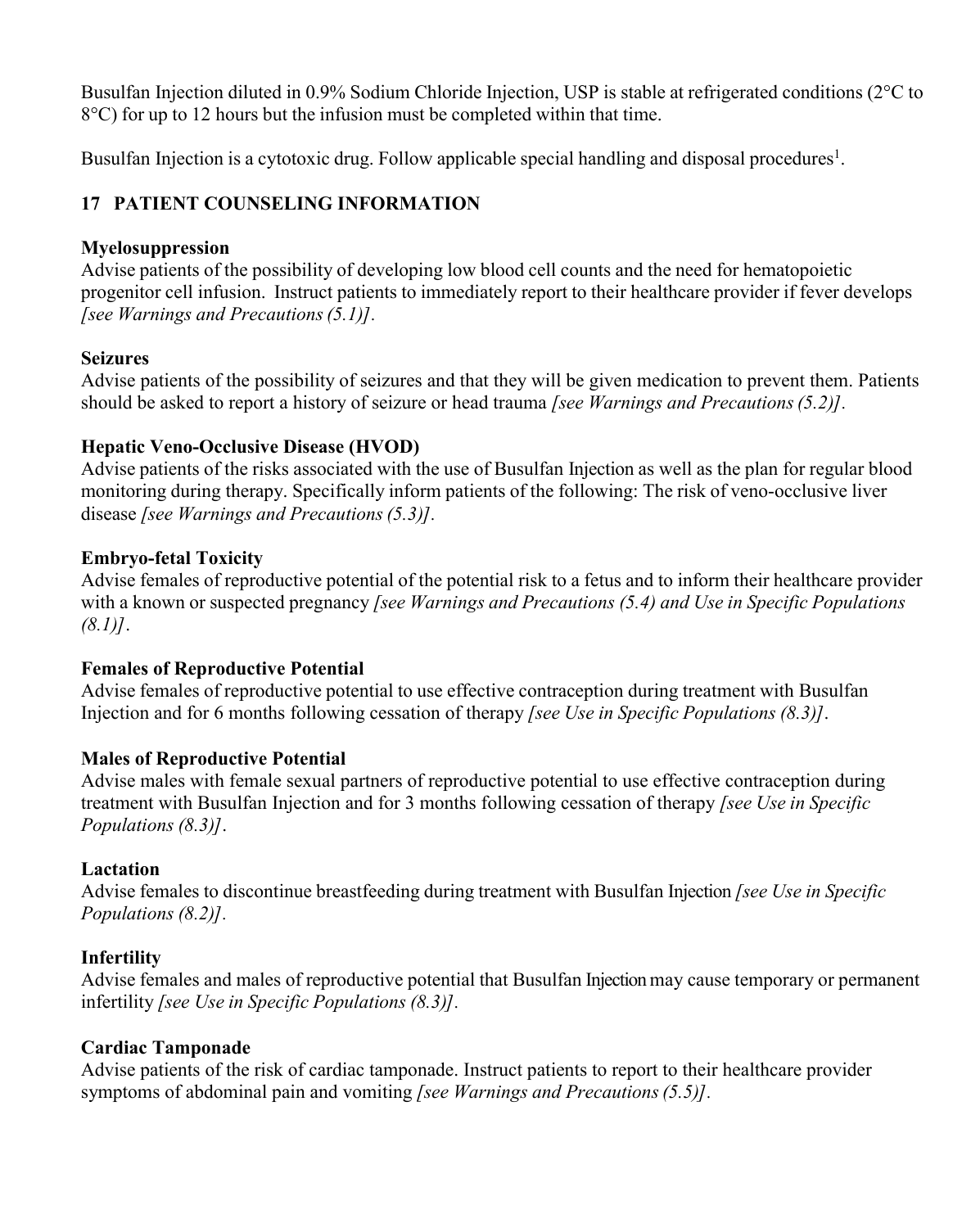Busulfan Injection diluted in 0.9% Sodium Chloride Injection, USP is stable at refrigerated conditions (2°C to 8°C) for up to 12 hours but the infusion must be completed within that time.

Busulfan Injection is a cytotoxic drug. Follow applicable special handling and disposal procedures[1].

## 17 PATIENT COUNSELING INFORMATION

**Myelosuppression**
Advise patients of the possibility of developing low blood cell counts and the need for hematopoietic progenitor cell infusion. Instruct patients to immediately report to their healthcare provider if fever develops *[see Warnings and Precautions (5.1)]*.

**Seizures**
Advise patients of the possibility of seizures and that they will be given medication to prevent them. Patients should be asked to report a history of seizure or head trauma *[see Warnings and Precautions (5.2)]*.

**Hepatic Veno-Occlusive Disease (HVOD)**
Advise patients of the risks associated with the use of Busulfan Injection as well as the plan for regular blood monitoring during therapy. Specifically inform patients of the following: The risk of veno-occlusive liver disease *[see Warnings and Precautions (5.3)]*.

**Embryo-fetal Toxicity**
Advise females of reproductive potential of the potential risk to a fetus and to inform their healthcare provider with a known or suspected pregnancy *[see Warnings and Precautions (5.4) and Use in Specific Populations (8.1)]*.

**Females of Reproductive Potential**
Advise females of reproductive potential to use effective contraception during treatment with Busulfan Injection and for 6 months following cessation of therapy *[see Use in Specific Populations (8.3)]*.

**Males of Reproductive Potential**
Advise males with female sexual partners of reproductive potential to use effective contraception during treatment with Busulfan Injection and for 3 months following cessation of therapy *[see Use in Specific Populations (8.3)]*.

**Lactation**
Advise females to discontinue breastfeeding during treatment with Busulfan Injection *[see Use in Specific Populations (8.2)]*.

**Infertility**
Advise females and males of reproductive potential that Busulfan Injection may cause temporary or permanent infertility *[see Use in Specific Populations (8.3)]*.

**Cardiac Tamponade**
Advise patients of the risk of cardiac tamponade. Instruct patients to report to their healthcare provider symptoms of abdominal pain and vomiting *[see Warnings and Precautions (5.5)]*.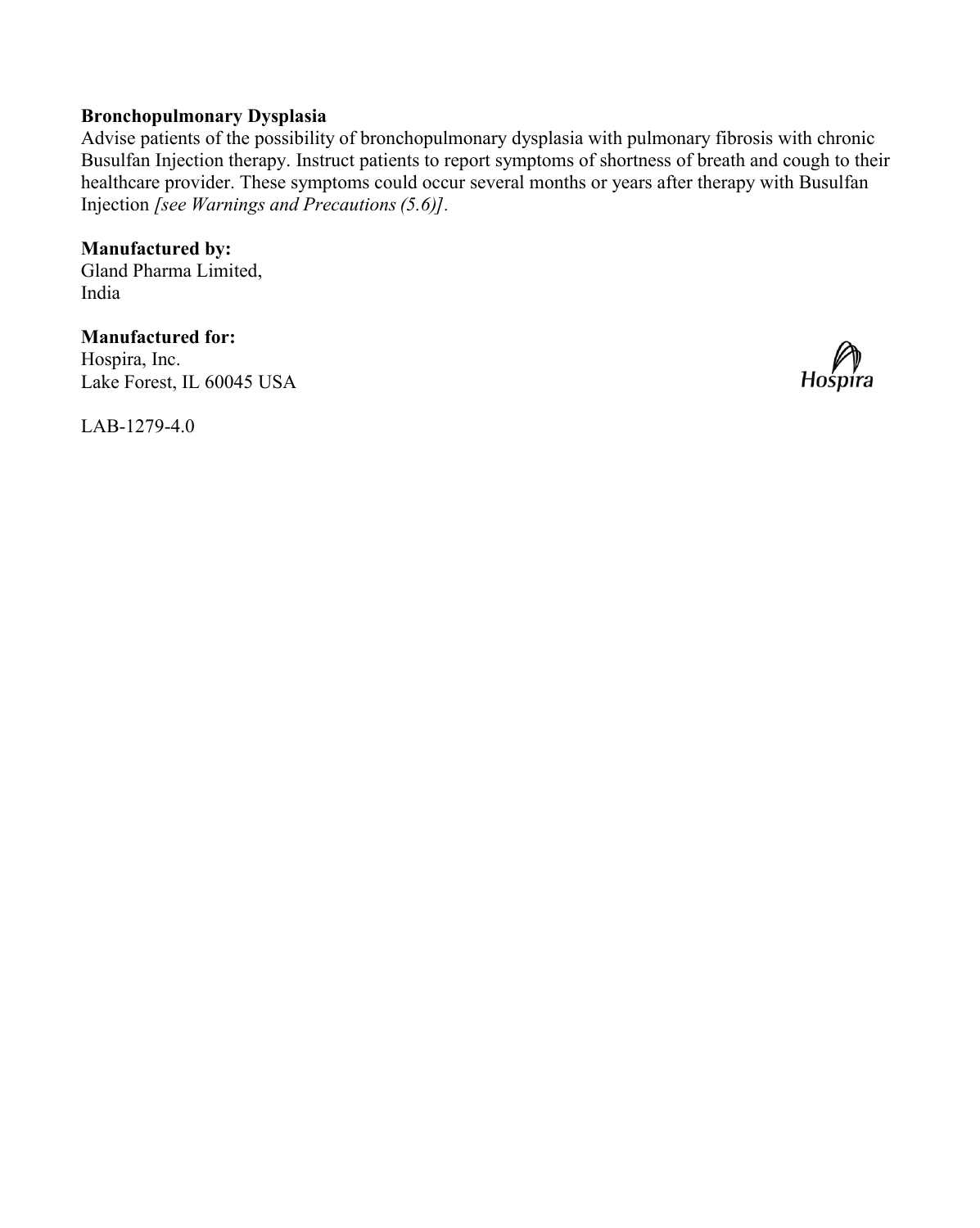**Bronchopulmonary Dysplasia**

Advise patients of the possibility of bronchopulmonary dysplasia with pulmonary fibrosis with chronic Busulfan Injection therapy. Instruct patients to report symptoms of shortness of breath and cough to their healthcare provider. These symptoms could occur several months or years after therapy with Busulfan Injection *[see Warnings and Precautions (5.6)]*.

**Manufactured by:**
Gland Pharma Limited,
India

**Manufactured for:**
Hospira, Inc.
Lake Forest, IL 60045 USA

Hospira

LAB-1279-4.0